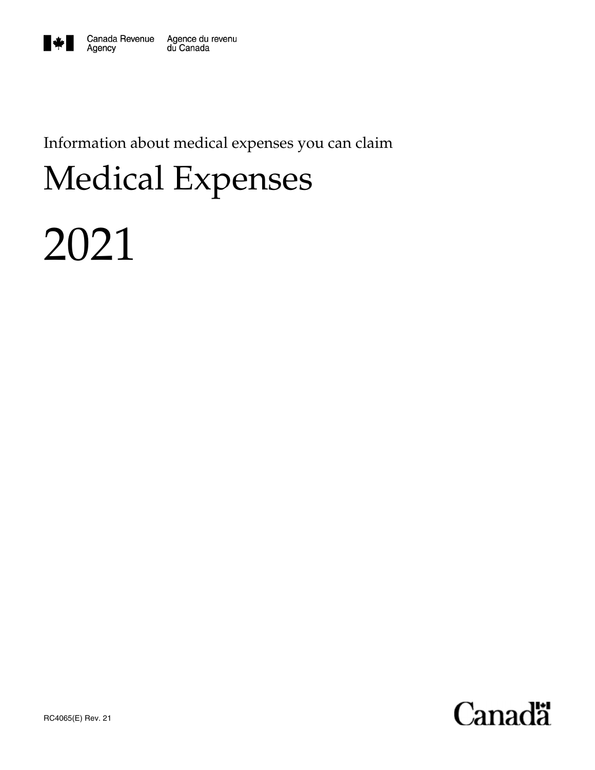Canada Revenue Agency    Agence du revenu du Canada

Information about medical expenses you can claim

# Medical Expenses

# 2021

RC4065(E) Rev. 21

Canada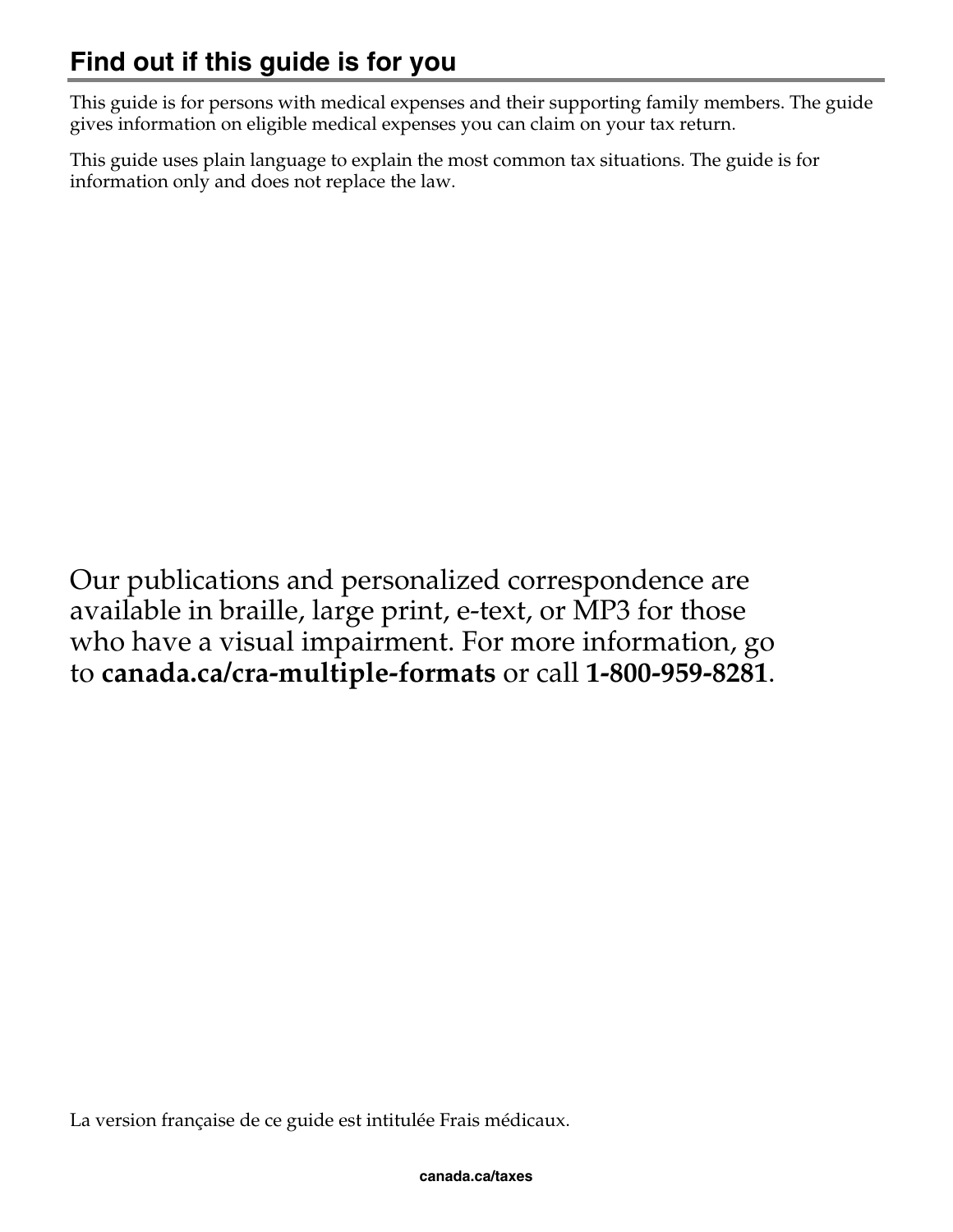## Find out if this guide is for you

This guide is for persons with medical expenses and their supporting family members. The guide gives information on eligible medical expenses you can claim on your tax return.

This guide uses plain language to explain the most common tax situations. The guide is for information only and does not replace the law.

Our publications and personalized correspondence are available in braille, large print, e-text, or MP3 for those who have a visual impairment. For more information, go to **canada.ca/cra-multiple-formats** or call **1-800-959-8281**.

La version française de ce guide est intitulée Frais médicaux.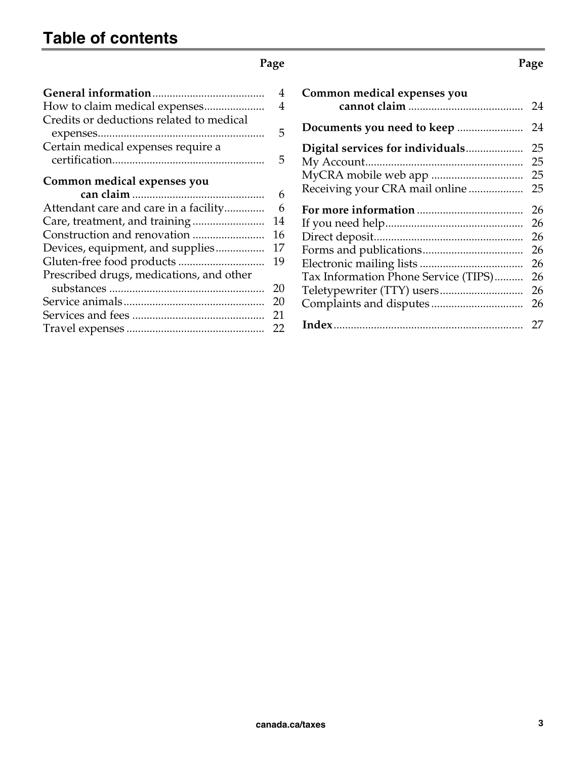# Table of contents

| | Page |
|---|---|
| **General information** | 4 |
| How to claim medical expenses | 4 |
| Credits or deductions related to medical expenses | 5 |
| Certain medical expenses require a certification | 5 |
| **Common medical expenses you can claim** | 6 |
| Attendant care and care in a facility | 6 |
| Care, treatment, and training | 14 |
| Construction and renovation | 16 |
| Devices, equipment, and supplies | 17 |
| Gluten-free food products | 19 |
| Prescribed drugs, medications, and other substances | 20 |
| Service animals | 20 |
| Services and fees | 21 |
| Travel expenses | 22 |
| **Common medical expenses you cannot claim** | 24 |
| **Documents you need to keep** | 24 |
| **Digital services for individuals** | 25 |
| My Account | 25 |
| MyCRA mobile web app | 25 |
| Receiving your CRA mail online | 25 |
| **For more information** | 26 |
| If you need help | 26 |
| Direct deposit | 26 |
| Forms and publications | 26 |
| Electronic mailing lists | 26 |
| Tax Information Phone Service (TIPS) | 26 |
| Teletypewriter (TTY) users | 26 |
| Complaints and disputes | 26 |
| **Index** | 27 |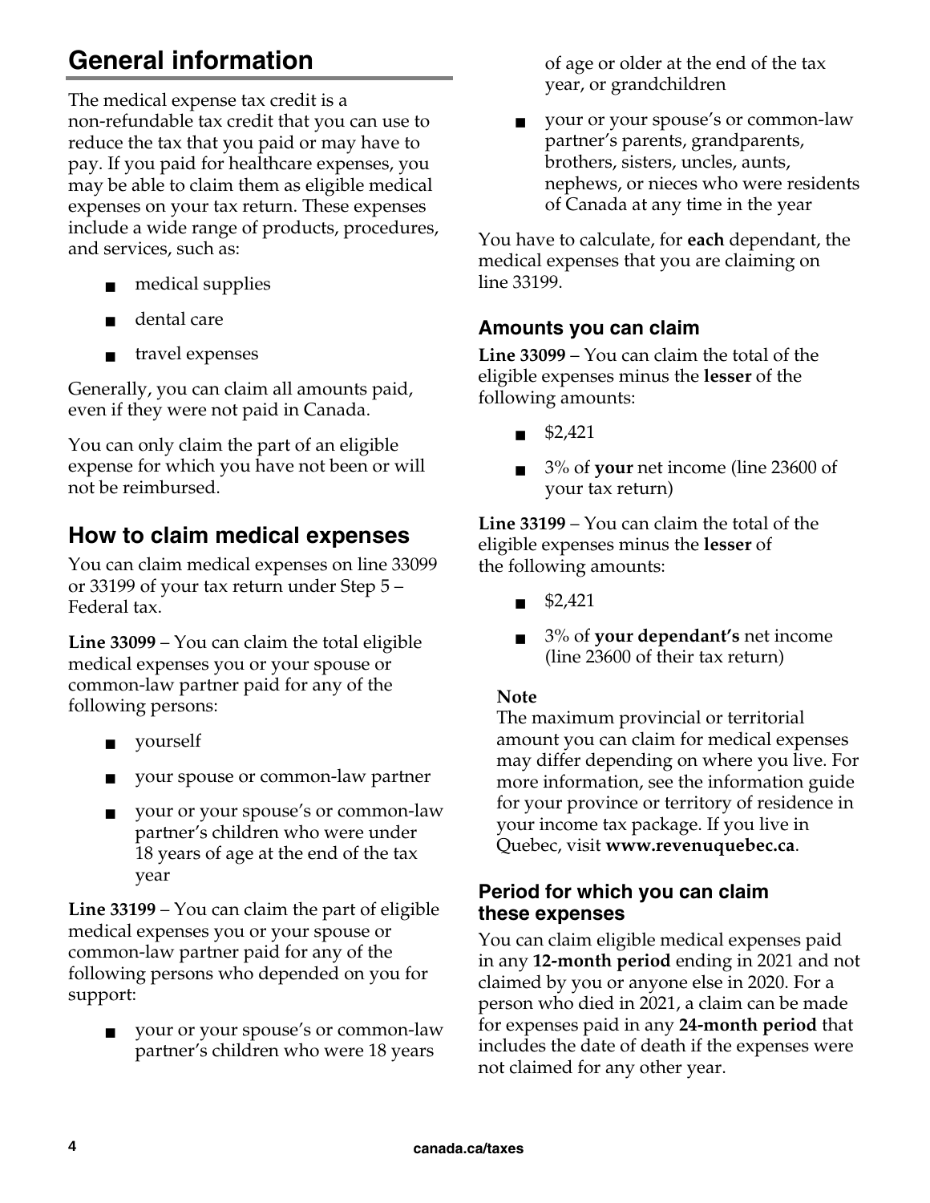# General information

The medical expense tax credit is a non-refundable tax credit that you can use to reduce the tax that you paid or may have to pay. If you paid for healthcare expenses, you may be able to claim them as eligible medical expenses on your tax return. These expenses include a wide range of products, procedures, and services, such as:

- medical supplies
- dental care
- travel expenses

Generally, you can claim all amounts paid, even if they were not paid in Canada.

You can only claim the part of an eligible expense for which you have not been or will not be reimbursed.

## How to claim medical expenses

You can claim medical expenses on line 33099 or 33199 of your tax return under Step 5 – Federal tax.

**Line 33099** – You can claim the total eligible medical expenses you or your spouse or common-law partner paid for any of the following persons:

- yourself
- your spouse or common-law partner
- your or your spouse's or common-law partner's children who were under 18 years of age at the end of the tax year

**Line 33199** – You can claim the part of eligible medical expenses you or your spouse or common-law partner paid for any of the following persons who depended on you for support:

- your or your spouse's or common-law partner's children who were 18 years of age or older at the end of the tax year, or grandchildren
- your or your spouse's or common-law partner's parents, grandparents, brothers, sisters, uncles, aunts, nephews, or nieces who were residents of Canada at any time in the year

You have to calculate, for **each** dependant, the medical expenses that you are claiming on line 33199.

### Amounts you can claim

**Line 33099** – You can claim the total of the eligible expenses minus the **lesser** of the following amounts:

- $2,421
- 3% of **your** net income (line 23600 of your tax return)

**Line 33199** – You can claim the total of the eligible expenses minus the **lesser** of the following amounts:

- $2,421
- 3% of **your dependant's** net income (line 23600 of their tax return)

**Note**
The maximum provincial or territorial amount you can claim for medical expenses may differ depending on where you live. For more information, see the information guide for your province or territory of residence in your income tax package. If you live in Quebec, visit **www.revenuquebec.ca**.

### Period for which you can claim these expenses

You can claim eligible medical expenses paid in any **12-month period** ending in 2021 and not claimed by you or anyone else in 2020. For a person who died in 2021, a claim can be made for expenses paid in any **24-month period** that includes the date of death if the expenses were not claimed for any other year.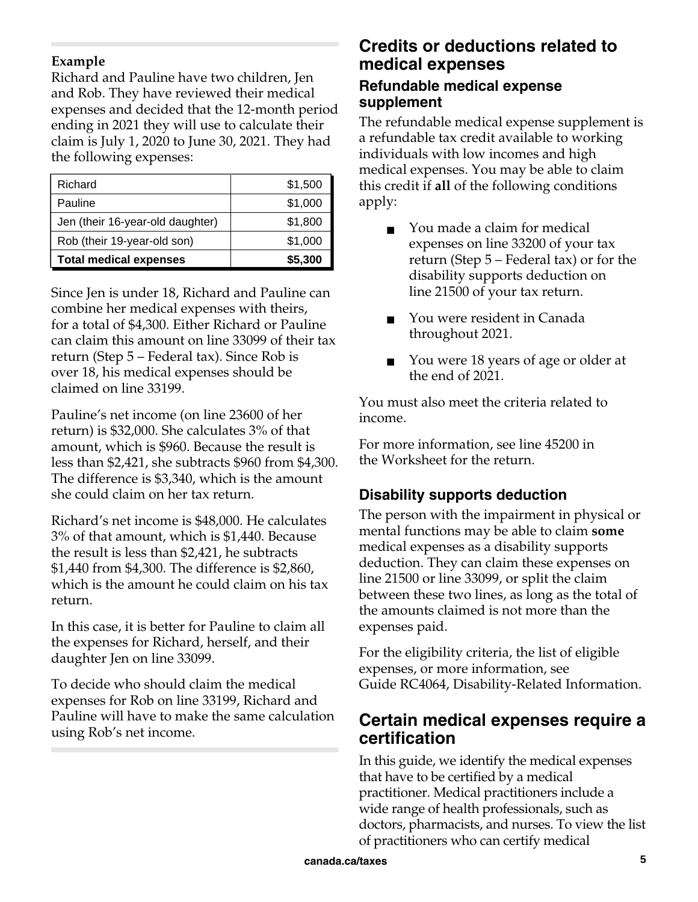**Example**

Richard and Pauline have two children, Jen and Rob. They have reviewed their medical expenses and decided that the 12-month period ending in 2021 they will use to calculate their claim is July 1, 2020 to June 30, 2021. They had the following expenses:

| Richard | $1,500 |
|---|---|
| Pauline | $1,000 |
| Jen (their 16-year-old daughter) | $1,800 |
| Rob (their 19-year-old son) | $1,000 |
| **Total medical expenses** | **$5,300** |

Since Jen is under 18, Richard and Pauline can combine her medical expenses with theirs, for a total of $4,300. Either Richard or Pauline can claim this amount on line 33099 of their tax return (Step 5 – Federal tax). Since Rob is over 18, his medical expenses should be claimed on line 33199.

Pauline's net income (on line 23600 of her return) is $32,000. She calculates 3% of that amount, which is $960. Because the result is less than $2,421, she subtracts $960 from $4,300. The difference is $3,340, which is the amount she could claim on her tax return.

Richard's net income is $48,000. He calculates 3% of that amount, which is $1,440. Because the result is less than $2,421, he subtracts $1,440 from $4,300. The difference is $2,860, which is the amount he could claim on his tax return.

In this case, it is better for Pauline to claim all the expenses for Richard, herself, and their daughter Jen on line 33099.

To decide who should claim the medical expenses for Rob on line 33199, Richard and Pauline will have to make the same calculation using Rob's net income.

## Credits or deductions related to medical expenses

### Refundable medical expense supplement

The refundable medical expense supplement is a refundable tax credit available to working individuals with low incomes and high medical expenses. You may be able to claim this credit if **all** of the following conditions apply:

- You made a claim for medical expenses on line 33200 of your tax return (Step 5 – Federal tax) or for the disability supports deduction on line 21500 of your tax return.
- You were resident in Canada throughout 2021.
- You were 18 years of age or older at the end of 2021.

You must also meet the criteria related to income.

For more information, see line 45200 in the Worksheet for the return.

### Disability supports deduction

The person with the impairment in physical or mental functions may be able to claim **some** medical expenses as a disability supports deduction. They can claim these expenses on line 21500 or line 33099, or split the claim between these two lines, as long as the total of the amounts claimed is not more than the expenses paid.

For the eligibility criteria, the list of eligible expenses, or more information, see Guide RC4064, Disability-Related Information.

## Certain medical expenses require a certification

In this guide, we identify the medical expenses that have to be certified by a medical practitioner. Medical practitioners include a wide range of health professionals, such as doctors, pharmacists, and nurses. To view the list of practitioners who can certify medical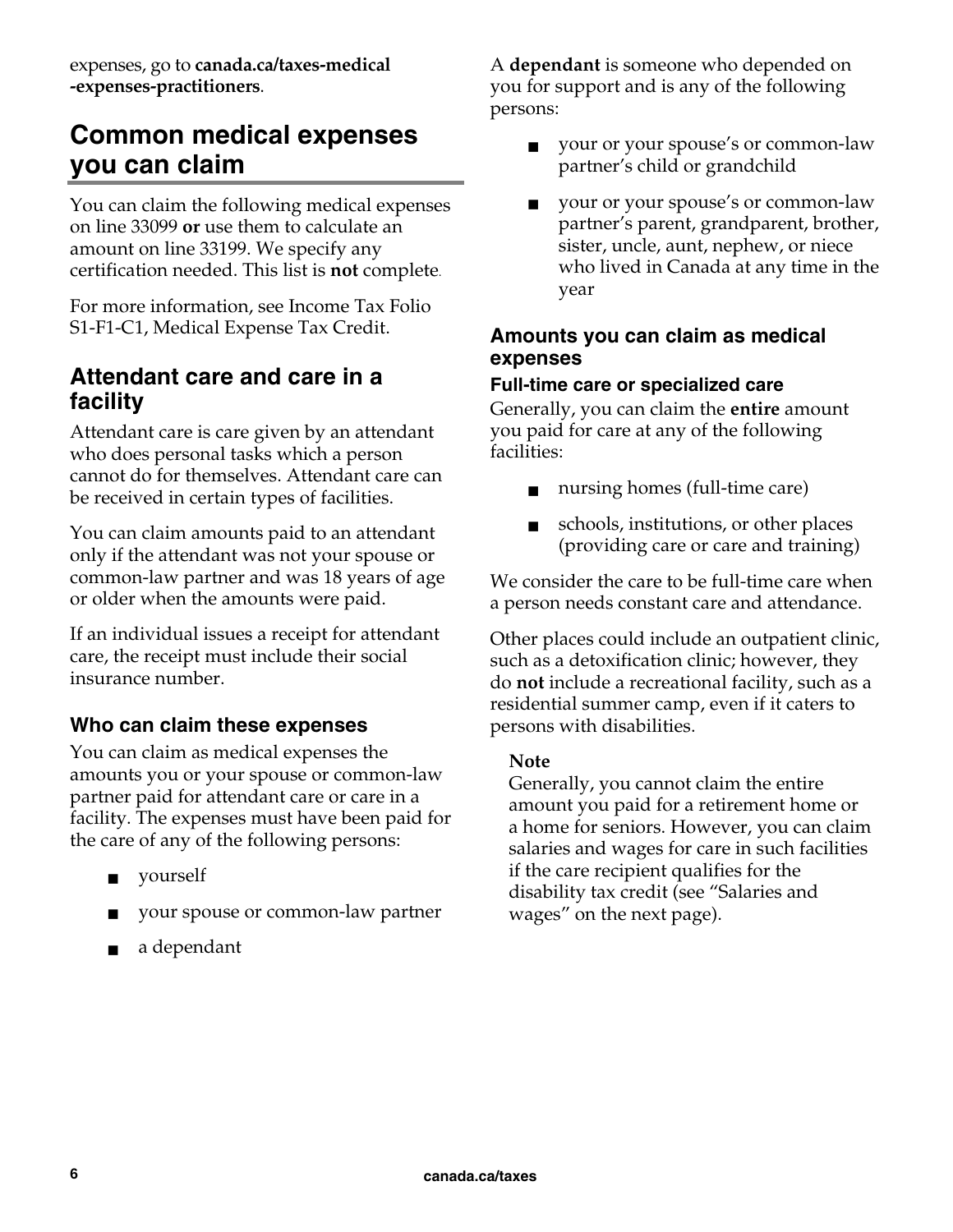expenses, go to **canada.ca/taxes-medical-expenses-practitioners**.

## Common medical expenses you can claim

You can claim the following medical expenses on line 33099 **or** use them to calculate an amount on line 33199. We specify any certification needed. This list is **not** complete.

For more information, see Income Tax Folio S1-F1-C1, Medical Expense Tax Credit.

### Attendant care and care in a facility

Attendant care is care given by an attendant who does personal tasks which a person cannot do for themselves. Attendant care can be received in certain types of facilities.

You can claim amounts paid to an attendant only if the attendant was not your spouse or common-law partner and was 18 years of age or older when the amounts were paid.

If an individual issues a receipt for attendant care, the receipt must include their social insurance number.

#### Who can claim these expenses

You can claim as medical expenses the amounts you or your spouse or common-law partner paid for attendant care or care in a facility. The expenses must have been paid for the care of any of the following persons:

- yourself
- your spouse or common-law partner
- a dependant

A **dependant** is someone who depended on you for support and is any of the following persons:

- your or your spouse's or common-law partner's child or grandchild
- your or your spouse's or common-law partner's parent, grandparent, brother, sister, uncle, aunt, nephew, or niece who lived in Canada at any time in the year

#### Amounts you can claim as medical expenses

##### Full-time care or specialized care

Generally, you can claim the **entire** amount you paid for care at any of the following facilities:

- nursing homes (full-time care)
- schools, institutions, or other places (providing care or care and training)

We consider the care to be full-time care when a person needs constant care and attendance.

Other places could include an outpatient clinic, such as a detoxification clinic; however, they do **not** include a recreational facility, such as a residential summer camp, even if it caters to persons with disabilities.

**Note**
Generally, you cannot claim the entire amount you paid for a retirement home or a home for seniors. However, you can claim salaries and wages for care in such facilities if the care recipient qualifies for the disability tax credit (see "Salaries and wages" on the next page).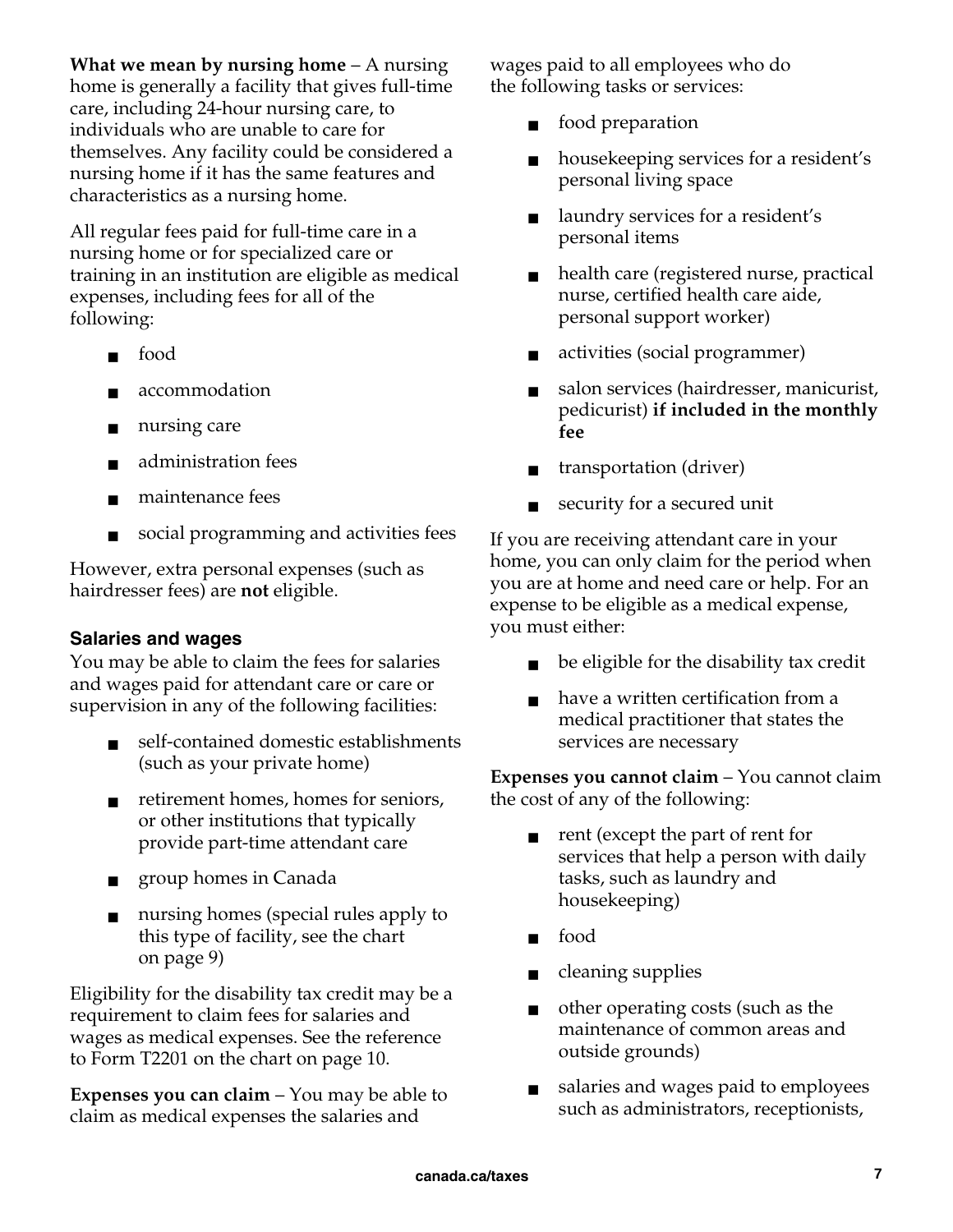**What we mean by nursing home** – A nursing home is generally a facility that gives full-time care, including 24-hour nursing care, to individuals who are unable to care for themselves. Any facility could be considered a nursing home if it has the same features and characteristics as a nursing home.

All regular fees paid for full-time care in a nursing home or for specialized care or training in an institution are eligible as medical expenses, including fees for all of the following:

- food
- accommodation
- nursing care
- administration fees
- maintenance fees
- social programming and activities fees

However, extra personal expenses (such as hairdresser fees) are **not** eligible.

### Salaries and wages

You may be able to claim the fees for salaries and wages paid for attendant care or care or supervision in any of the following facilities:

- self-contained domestic establishments (such as your private home)
- retirement homes, homes for seniors, or other institutions that typically provide part-time attendant care
- group homes in Canada
- nursing homes (special rules apply to this type of facility, see the chart on page 9)

Eligibility for the disability tax credit may be a requirement to claim fees for salaries and wages as medical expenses. See the reference to Form T2201 on the chart on page 10.

**Expenses you can claim** – You may be able to claim as medical expenses the salaries and wages paid to all employees who do the following tasks or services:

- food preparation
- housekeeping services for a resident's personal living space
- laundry services for a resident's personal items
- health care (registered nurse, practical nurse, certified health care aide, personal support worker)
- activities (social programmer)
- salon services (hairdresser, manicurist, pedicurist) **if included in the monthly fee**
- transportation (driver)
- security for a secured unit

If you are receiving attendant care in your home, you can only claim for the period when you are at home and need care or help. For an expense to be eligible as a medical expense, you must either:

- be eligible for the disability tax credit
- have a written certification from a medical practitioner that states the services are necessary

**Expenses you cannot claim** – You cannot claim the cost of any of the following:

- rent (except the part of rent for services that help a person with daily tasks, such as laundry and housekeeping)
- food
- cleaning supplies
- other operating costs (such as the maintenance of common areas and outside grounds)
- salaries and wages paid to employees such as administrators, receptionists,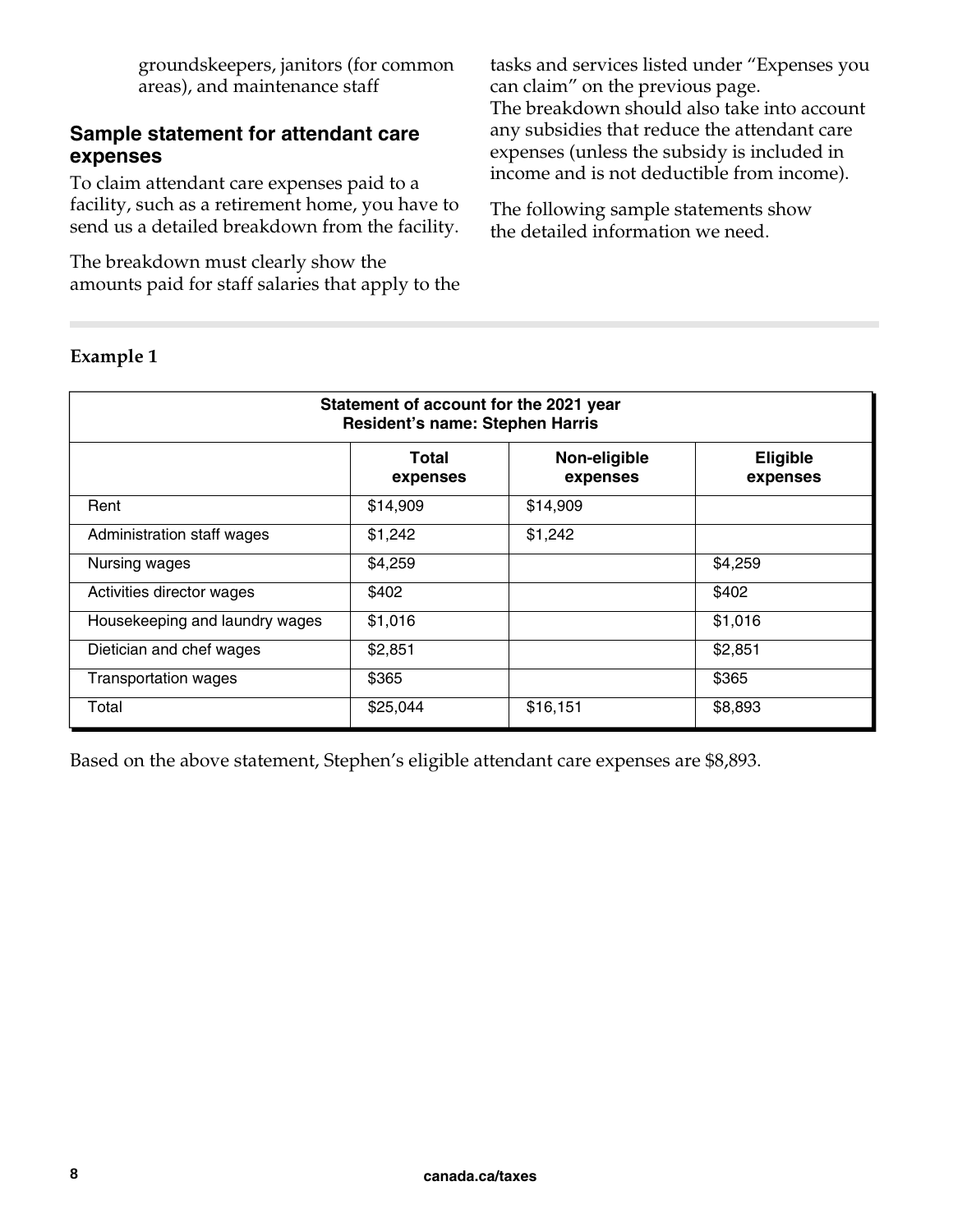groundskeepers, janitors (for common areas), and maintenance staff

## Sample statement for attendant care expenses

To claim attendant care expenses paid to a facility, such as a retirement home, you have to send us a detailed breakdown from the facility.

The breakdown must clearly show the amounts paid for staff salaries that apply to the tasks and services listed under "Expenses you can claim" on the previous page.
The breakdown should also take into account any subsidies that reduce the attendant care expenses (unless the subsidy is included in income and is not deductible from income).

The following sample statements show the detailed information we need.

**Example 1**

**Statement of account for the 2021 year**
**Resident's name: Stephen Harris**

| | Total expenses | Non-eligible expenses | Eligible expenses |
|---|---|---|---|
| Rent | $14,909 | $14,909 | |
| Administration staff wages | $1,242 | $1,242 | |
| Nursing wages | $4,259 | | $4,259 |
| Activities director wages | $402 | | $402 |
| Housekeeping and laundry wages | $1,016 | | $1,016 |
| Dietician and chef wages | $2,851 | | $2,851 |
| Transportation wages | $365 | | $365 |
| Total | $25,044 | $16,151 | $8,893 |

Based on the above statement, Stephen's eligible attendant care expenses are $8,893.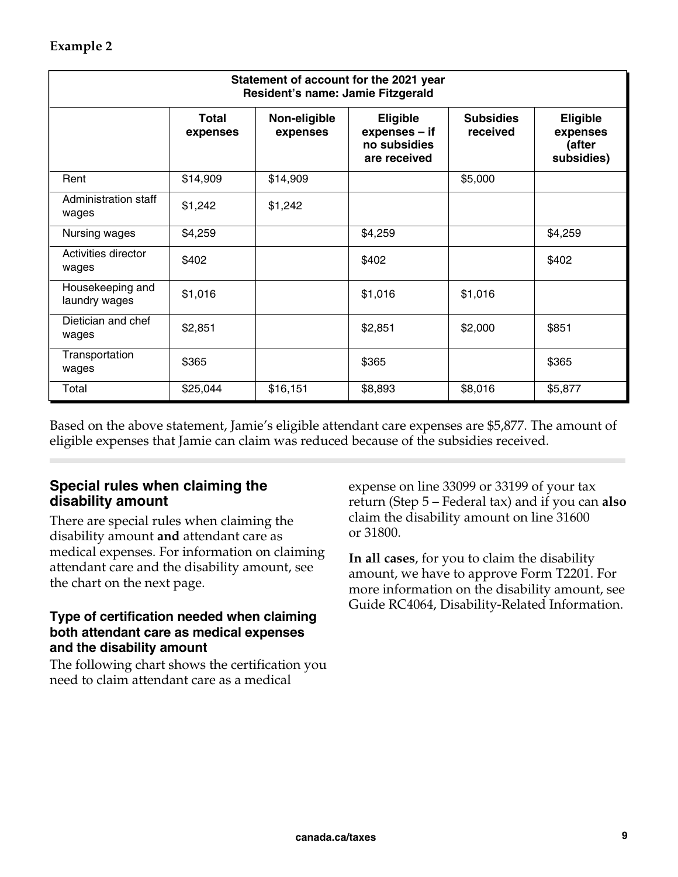**Example 2**

| Statement of account for the 2021 year<br>Resident's name: Jamie Fitzgerald | | | | | |
|---|---|---|---|---|---|
| | **Total expenses** | **Non-eligible expenses** | **Eligible expenses – if no subsidies are received** | **Subsidies received** | **Eligible expenses (after subsidies)** |
| Rent | $14,909 | $14,909 | | $5,000 | |
| Administration staff wages | $1,242 | $1,242 | | | |
| Nursing wages | $4,259 | | $4,259 | | $4,259 |
| Activities director wages | $402 | | $402 | | $402 |
| Housekeeping and laundry wages | $1,016 | | $1,016 | $1,016 | |
| Dietician and chef wages | $2,851 | | $2,851 | $2,000 | $851 |
| Transportation wages | $365 | | $365 | | $365 |
| Total | $25,044 | $16,151 | $8,893 | $8,016 | $5,877 |

Based on the above statement, Jamie's eligible attendant care expenses are $5,877. The amount of eligible expenses that Jamie can claim was reduced because of the subsidies received.

## Special rules when claiming the disability amount

There are special rules when claiming the disability amount **and** attendant care as medical expenses. For information on claiming attendant care and the disability amount, see the chart on the next page.

### Type of certification needed when claiming both attendant care as medical expenses and the disability amount

The following chart shows the certification you need to claim attendant care as a medical expense on line 33099 or 33199 of your tax return (Step 5 – Federal tax) and if you can **also** claim the disability amount on line 31600 or 31800.

**In all cases**, for you to claim the disability amount, we have to approve Form T2201. For more information on the disability amount, see Guide RC4064, Disability-Related Information.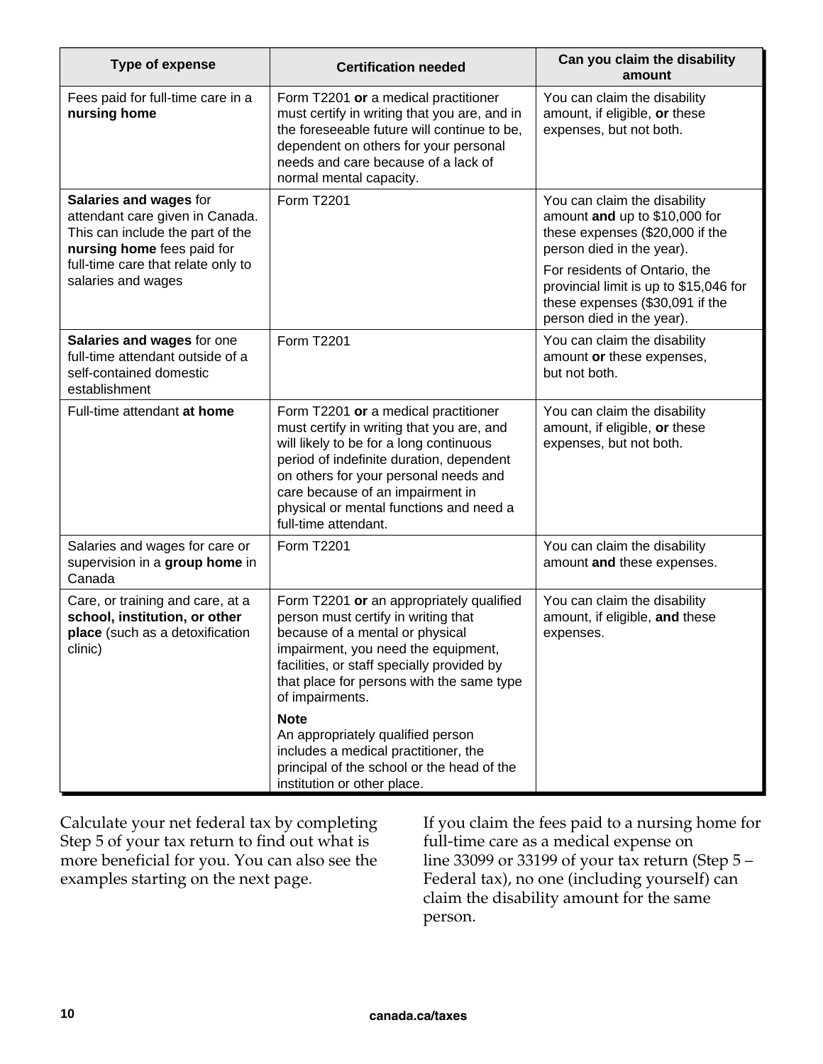| Type of expense | Certification needed | Can you claim the disability amount |
|---|---|---|
| Fees paid for full-time care in a **nursing home** | Form T2201 **or** a medical practitioner must certify in writing that you are, and in the foreseeable future will continue to be, dependent on others for your personal needs and care because of a lack of normal mental capacity. | You can claim the disability amount, if eligible, **or** these expenses, but not both. |
| **Salaries and wages** for attendant care given in Canada. This can include the part of the **nursing home** fees paid for full-time care that relate only to salaries and wages | Form T2201 | You can claim the disability amount **and** up to $10,000 for these expenses ($20,000 if the person died in the year).<br><br>For residents of Ontario, the provincial limit is up to $15,046 for these expenses ($30,091 if the person died in the year). |
| **Salaries and wages** for one full-time attendant outside of a self-contained domestic establishment | Form T2201 | You can claim the disability amount **or** these expenses, but not both. |
| Full-time attendant **at home** | Form T2201 **or** a medical practitioner must certify in writing that you are, and will likely to be for a long continuous period of indefinite duration, dependent on others for your personal needs and care because of an impairment in physical or mental functions and need a full-time attendant. | You can claim the disability amount, if eligible, **or** these expenses, but not both. |
| Salaries and wages for care or supervision in a **group home** in Canada | Form T2201 | You can claim the disability amount **and** these expenses. |
| Care, or training and care, at a **school, institution, or other place** (such as a detoxification clinic) | Form T2201 **or** an appropriately qualified person must certify in writing that because of a mental or physical impairment, you need the equipment, facilities, or staff specially provided by that place for persons with the same type of impairments.<br><br>**Note**<br>An appropriately qualified person includes a medical practitioner, the principal of the school or the head of the institution or other place. | You can claim the disability amount, if eligible, **and** these expenses. |

Calculate your net federal tax by completing Step 5 of your tax return to find out what is more beneficial for you. You can also see the examples starting on the next page.

If you claim the fees paid to a nursing home for full-time care as a medical expense on line 33099 or 33199 of your tax return (Step 5 – Federal tax), no one (including yourself) can claim the disability amount for the same person.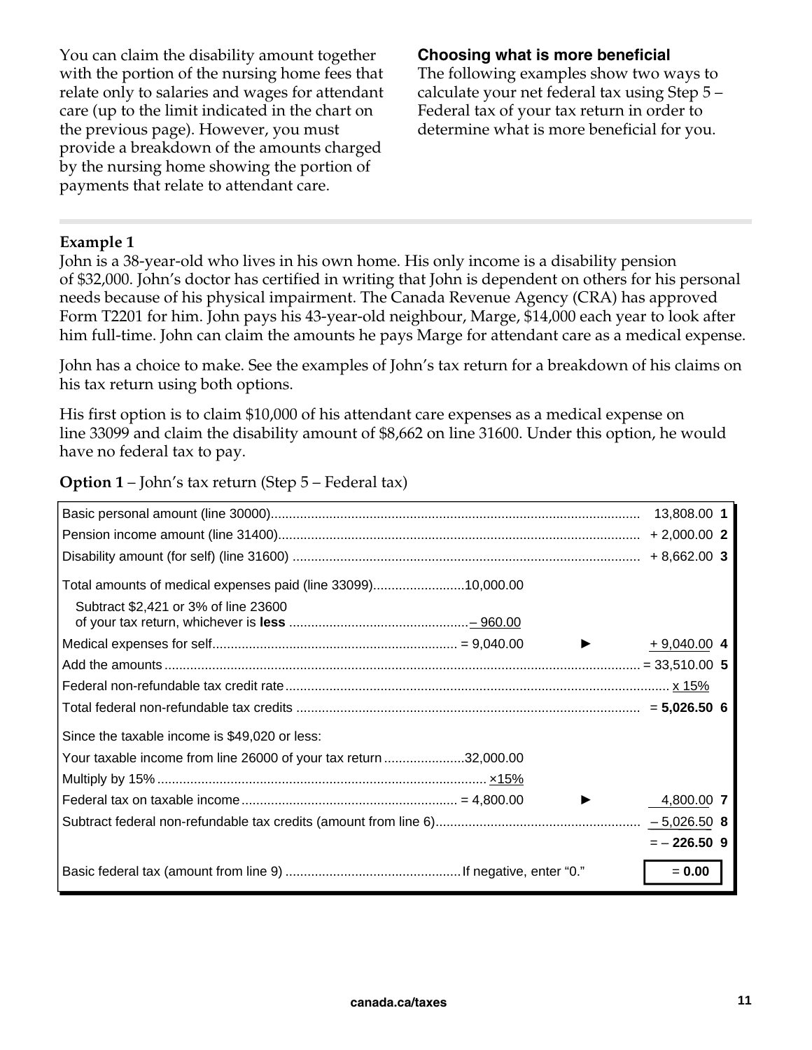You can claim the disability amount together with the portion of the nursing home fees that relate only to salaries and wages for attendant care (up to the limit indicated in the chart on the previous page). However, you must provide a breakdown of the amounts charged by the nursing home showing the portion of payments that relate to attendant care.

### Choosing what is more beneficial

The following examples show two ways to calculate your net federal tax using Step 5 – Federal tax of your tax return in order to determine what is more beneficial for you.

---

**Example 1**

John is a 38-year-old who lives in his own home. His only income is a disability pension of $32,000. John's doctor has certified in writing that John is dependent on others for his personal needs because of his physical impairment. The Canada Revenue Agency (CRA) has approved Form T2201 for him. John pays his 43-year-old neighbour, Marge, $14,000 each year to look after him full-time. John can claim the amounts he pays Marge for attendant care as a medical expense.

John has a choice to make. See the examples of John's tax return for a breakdown of his claims on his tax return using both options.

His first option is to claim $10,000 of his attendant care expenses as a medical expense on line 33099 and claim the disability amount of $8,662 on line 31600. Under this option, he would have no federal tax to pay.

**Option 1** – John's tax return (Step 5 – Federal tax)

| Description | | Amount | Line |
|---|---|---|---|
| Basic personal amount (line 30000) | | 13,808.00 | 1 |
| Pension income amount (line 31400) | | + 2,000.00 | 2 |
| Disability amount (for self) (line 31600) | | + 8,662.00 | 3 |
| Total amounts of medical expenses paid (line 33099) | 10,000.00 | | |
| Subtract $2,421 or 3% of line 23600 of your tax return, whichever is **less** | – 960.00 | | |
| Medical expenses for self | = 9,040.00 ► | + 9,040.00 | 4 |
| Add the amounts | | = 33,510.00 | 5 |
| Federal non-refundable tax credit rate | | x 15% | |
| Total federal non-refundable tax credits | | = **5,026.50** | 6 |
| Since the taxable income is $49,020 or less: | | | |
| Your taxable income from line 26000 of your tax return | 32,000.00 | | |
| Multiply by 15% | ×15% | | |
| Federal tax on taxable income | = 4,800.00 ► | 4,800.00 | 7 |
| Subtract federal non-refundable tax credits (amount from line 6) | | – 5,026.50 | 8 |
| | | = – **226.50** | 9 |
| Basic federal tax (amount from line 9) If negative, enter "0." | | = **0.00** | |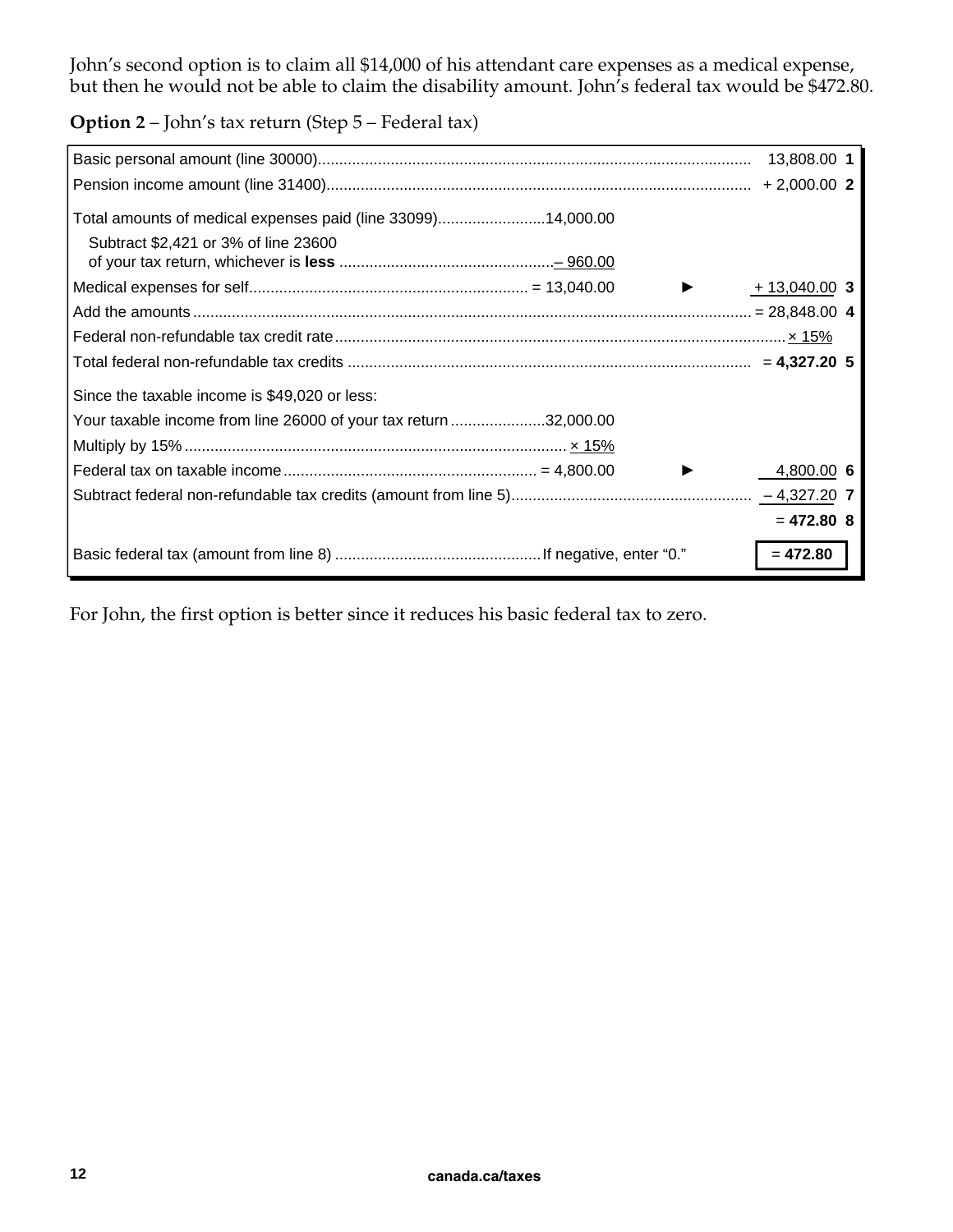John's second option is to claim all $14,000 of his attendant care expenses as a medical expense, but then he would not be able to claim the disability amount. John's federal tax would be $472.80.

**Option 2** – John's tax return (Step 5 – Federal tax)

| Description | | | Amount | Line |
|---|---|---|---|---|
| Basic personal amount (line 30000) | | | 13,808.00 | **1** |
| Pension income amount (line 31400) | | | + 2,000.00 | **2** |
| Total amounts of medical expenses paid (line 33099) | 14,000.00 | | | |
| Subtract $2,421 or 3% of line 23600 of your tax return, whichever is **less** | – 960.00 | | | |
| Medical expenses for self | = 13,040.00 | ► | + 13,040.00 | **3** |
| Add the amounts | | | = 28,848.00 | **4** |
| Federal non-refundable tax credit rate | | | × 15% | |
| Total federal non-refundable tax credits | | | = **4,327.20** | **5** |
| Since the taxable income is $49,020 or less: | | | | |
| Your taxable income from line 26000 of your tax return | 32,000.00 | | | |
| Multiply by 15% | × 15% | | | |
| Federal tax on taxable income | = 4,800.00 | ► | 4,800.00 | **6** |
| Subtract federal non-refundable tax credits (amount from line 5) | | | – 4,327.20 | **7** |
| | | | = **472.80** | **8** |
| Basic federal tax (amount from line 8) | If negative, enter "0." | | = **472.80** | |

For John, the first option is better since it reduces his basic federal tax to zero.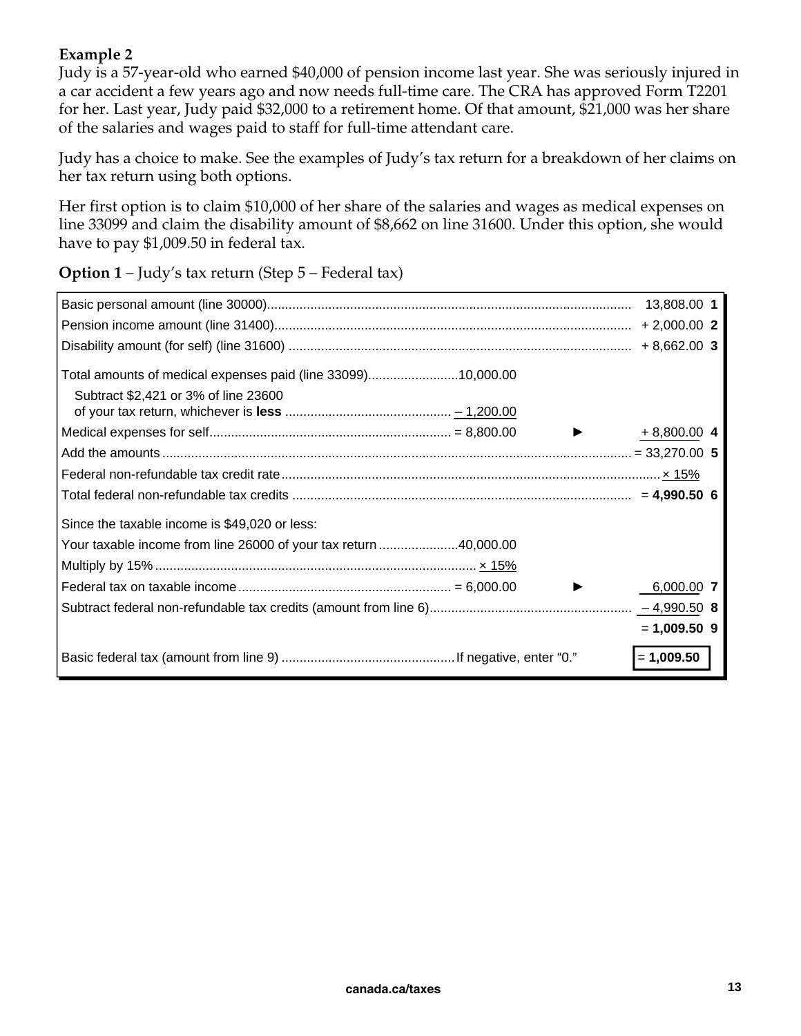**Example 2**

Judy is a 57-year-old who earned $40,000 of pension income last year. She was seriously injured in a car accident a few years ago and now needs full-time care. The CRA has approved Form T2201 for her. Last year, Judy paid $32,000 to a retirement home. Of that amount, $21,000 was her share of the salaries and wages paid to staff for full-time attendant care.

Judy has a choice to make. See the examples of Judy's tax return for a breakdown of her claims on her tax return using both options.

Her first option is to claim $10,000 of her share of the salaries and wages as medical expenses on line 33099 and claim the disability amount of $8,662 on line 31600. Under this option, she would have to pay $1,009.50 in federal tax.

**Option 1** – Judy's tax return (Step 5 – Federal tax)

| Description | | | Amount | Line |
|---|---|---|---|---|
| Basic personal amount (line 30000) | | | 13,808.00 | **1** |
| Pension income amount (line 31400) | | | + 2,000.00 | **2** |
| Disability amount (for self) (line 31600) | | | + 8,662.00 | **3** |
| Total amounts of medical expenses paid (line 33099) | 10,000.00 | | | |
| Subtract $2,421 or 3% of line 23600 of your tax return, whichever is **less** | – 1,200.00 | | | |
| Medical expenses for self | = 8,800.00 | ► | + 8,800.00 | **4** |
| Add the amounts | | | = 33,270.00 | **5** |
| Federal non-refundable tax credit rate | | | × 15% | |
| Total federal non-refundable tax credits | | | = **4,990.50** | **6** |
| Since the taxable income is $49,020 or less: | | | | |
| Your taxable income from line 26000 of your tax return | 40,000.00 | | | |
| Multiply by 15% | × 15% | | | |
| Federal tax on taxable income | = 6,000.00 | ► | 6,000.00 | **7** |
| Subtract federal non-refundable tax credits (amount from line 6) | | | – 4,990.50 | **8** |
| | | | = **1,009.50** | **9** |
| Basic federal tax (amount from line 9) | If negative, enter "0." | | = **1,009.50** | |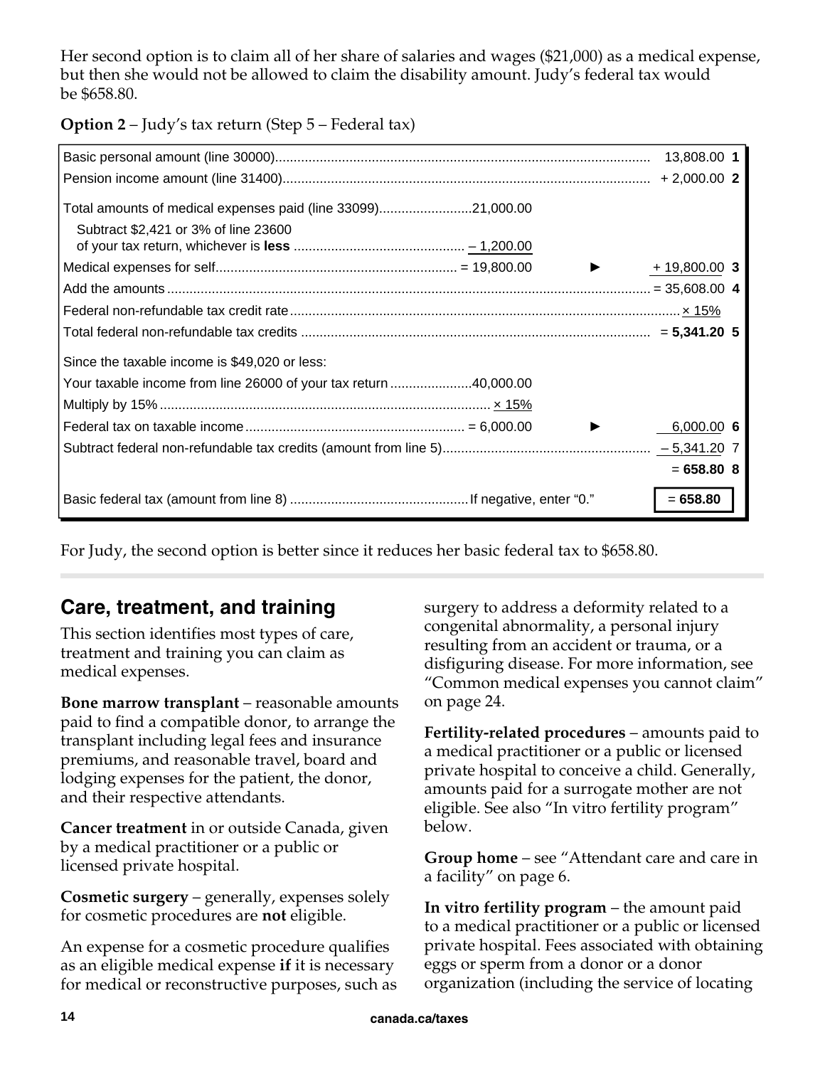Her second option is to claim all of her share of salaries and wages ($21,000) as a medical expense, but then she would not be allowed to claim the disability amount. Judy's federal tax would be $658.80.

**Option 2** – Judy's tax return (Step 5 – Federal tax)

| Description | Amount | | Total | Line |
|---|---|---|---|---|
| Basic personal amount (line 30000) | | | 13,808.00 | 1 |
| Pension income amount (line 31400) | | | + 2,000.00 | 2 |
| Total amounts of medical expenses paid (line 33099) | 21,000.00 | | | |
| Subtract $2,421 or 3% of line 23600 of your tax return, whichever is **less** | – 1,200.00 | | | |
| Medical expenses for self | = 19,800.00 | ► | + 19,800.00 | 3 |
| Add the amounts | | | = 35,608.00 | 4 |
| Federal non-refundable tax credit rate | | | × 15% | |
| Total federal non-refundable tax credits | | | = **5,341.20** | 5 |
| Since the taxable income is $49,020 or less: | | | | |
| Your taxable income from line 26000 of your tax return | 40,000.00 | | | |
| Multiply by 15% | × 15% | | | |
| Federal tax on taxable income | = 6,000.00 | ► | 6,000.00 | 6 |
| Subtract federal non-refundable tax credits (amount from line 5) | | | – 5,341.20 | 7 |
| | | | = **658.80** | 8 |
| Basic federal tax (amount from line 8) If negative, enter "0." | | | = **658.80** | |

For Judy, the second option is better since it reduces her basic federal tax to $658.80.

## Care, treatment, and training

This section identifies most types of care, treatment and training you can claim as medical expenses.

**Bone marrow transplant** – reasonable amounts paid to find a compatible donor, to arrange the transplant including legal fees and insurance premiums, and reasonable travel, board and lodging expenses for the patient, the donor, and their respective attendants.

**Cancer treatment** in or outside Canada, given by a medical practitioner or a public or licensed private hospital.

**Cosmetic surgery** – generally, expenses solely for cosmetic procedures are **not** eligible.

An expense for a cosmetic procedure qualifies as an eligible medical expense **if** it is necessary for medical or reconstructive purposes, such as surgery to address a deformity related to a congenital abnormality, a personal injury resulting from an accident or trauma, or a disfiguring disease. For more information, see "Common medical expenses you cannot claim" on page 24.

**Fertility-related procedures** – amounts paid to a medical practitioner or a public or licensed private hospital to conceive a child. Generally, amounts paid for a surrogate mother are not eligible. See also "In vitro fertility program" below.

**Group home** – see "Attendant care and care in a facility" on page 6.

**In vitro fertility program** – the amount paid to a medical practitioner or a public or licensed private hospital. Fees associated with obtaining eggs or sperm from a donor or a donor organization (including the service of locating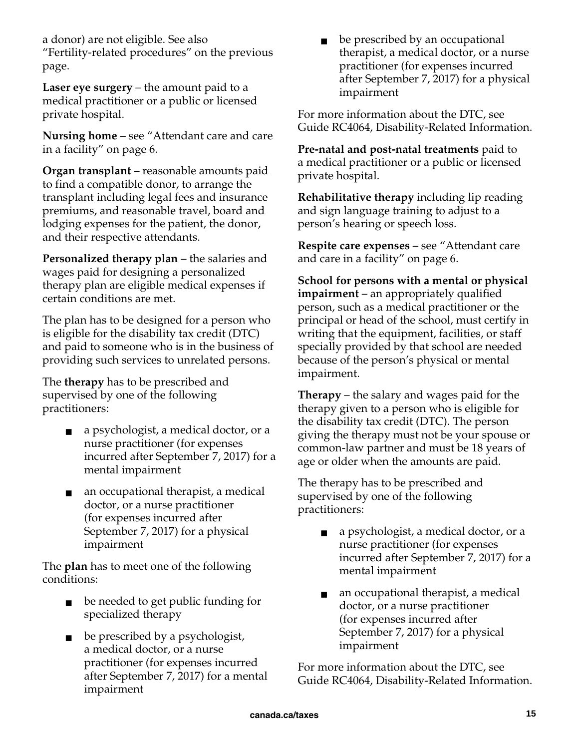a donor) are not eligible. See also "Fertility-related procedures" on the previous page.

**Laser eye surgery** – the amount paid to a medical practitioner or a public or licensed private hospital.

**Nursing home** – see "Attendant care and care in a facility" on page 6.

**Organ transplant** – reasonable amounts paid to find a compatible donor, to arrange the transplant including legal fees and insurance premiums, and reasonable travel, board and lodging expenses for the patient, the donor, and their respective attendants.

**Personalized therapy plan** – the salaries and wages paid for designing a personalized therapy plan are eligible medical expenses if certain conditions are met.

The plan has to be designed for a person who is eligible for the disability tax credit (DTC) and paid to someone who is in the business of providing such services to unrelated persons.

The **therapy** has to be prescribed and supervised by one of the following practitioners:

- a psychologist, a medical doctor, or a nurse practitioner (for expenses incurred after September 7, 2017) for a mental impairment
- an occupational therapist, a medical doctor, or a nurse practitioner (for expenses incurred after September 7, 2017) for a physical impairment

The **plan** has to meet one of the following conditions:

- be needed to get public funding for specialized therapy
- be prescribed by a psychologist, a medical doctor, or a nurse practitioner (for expenses incurred after September 7, 2017) for a mental impairment
- be prescribed by an occupational therapist, a medical doctor, or a nurse practitioner (for expenses incurred after September 7, 2017) for a physical impairment

For more information about the DTC, see Guide RC4064, Disability-Related Information.

**Pre-natal and post-natal treatments** paid to a medical practitioner or a public or licensed private hospital.

**Rehabilitative therapy** including lip reading and sign language training to adjust to a person's hearing or speech loss.

**Respite care expenses** – see "Attendant care and care in a facility" on page 6.

**School for persons with a mental or physical impairment** – an appropriately qualified person, such as a medical practitioner or the principal or head of the school, must certify in writing that the equipment, facilities, or staff specially provided by that school are needed because of the person's physical or mental impairment.

**Therapy** – the salary and wages paid for the therapy given to a person who is eligible for the disability tax credit (DTC). The person giving the therapy must not be your spouse or common-law partner and must be 18 years of age or older when the amounts are paid.

The therapy has to be prescribed and supervised by one of the following practitioners:

- a psychologist, a medical doctor, or a nurse practitioner (for expenses incurred after September 7, 2017) for a mental impairment
- an occupational therapist, a medical doctor, or a nurse practitioner (for expenses incurred after September 7, 2017) for a physical impairment

For more information about the DTC, see Guide RC4064, Disability-Related Information.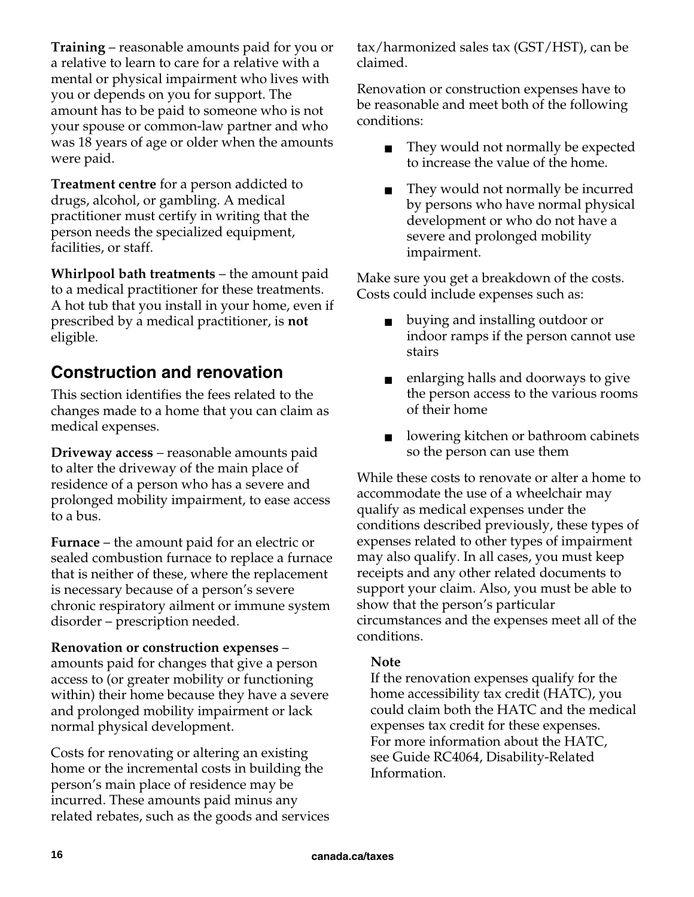**Training** – reasonable amounts paid for you or a relative to learn to care for a relative with a mental or physical impairment who lives with you or depends on you for support. The amount has to be paid to someone who is not your spouse or common-law partner and who was 18 years of age or older when the amounts were paid.

**Treatment centre** for a person addicted to drugs, alcohol, or gambling. A medical practitioner must certify in writing that the person needs the specialized equipment, facilities, or staff.

**Whirlpool bath treatments** – the amount paid to a medical practitioner for these treatments. A hot tub that you install in your home, even if prescribed by a medical practitioner, is **not** eligible.

## Construction and renovation

This section identifies the fees related to the changes made to a home that you can claim as medical expenses.

**Driveway access** – reasonable amounts paid to alter the driveway of the main place of residence of a person who has a severe and prolonged mobility impairment, to ease access to a bus.

**Furnace** – the amount paid for an electric or sealed combustion furnace to replace a furnace that is neither of these, where the replacement is necessary because of a person's severe chronic respiratory ailment or immune system disorder – prescription needed.

**Renovation or construction expenses** – amounts paid for changes that give a person access to (or greater mobility or functioning within) their home because they have a severe and prolonged mobility impairment or lack normal physical development.

Costs for renovating or altering an existing home or the incremental costs in building the person's main place of residence may be incurred. These amounts paid minus any related rebates, such as the goods and services tax/harmonized sales tax (GST/HST), can be claimed.

Renovation or construction expenses have to be reasonable and meet both of the following conditions:

- They would not normally be expected to increase the value of the home.
- They would not normally be incurred by persons who have normal physical development or who do not have a severe and prolonged mobility impairment.

Make sure you get a breakdown of the costs. Costs could include expenses such as:

- buying and installing outdoor or indoor ramps if the person cannot use stairs
- enlarging halls and doorways to give the person access to the various rooms of their home
- lowering kitchen or bathroom cabinets so the person can use them

While these costs to renovate or alter a home to accommodate the use of a wheelchair may qualify as medical expenses under the conditions described previously, these types of expenses related to other types of impairment may also qualify. In all cases, you must keep receipts and any other related documents to support your claim. Also, you must be able to show that the person's particular circumstances and the expenses meet all of the conditions.

**Note**
If the renovation expenses qualify for the home accessibility tax credit (HATC), you could claim both the HATC and the medical expenses tax credit for these expenses. For more information about the HATC, see Guide RC4064, Disability-Related Information.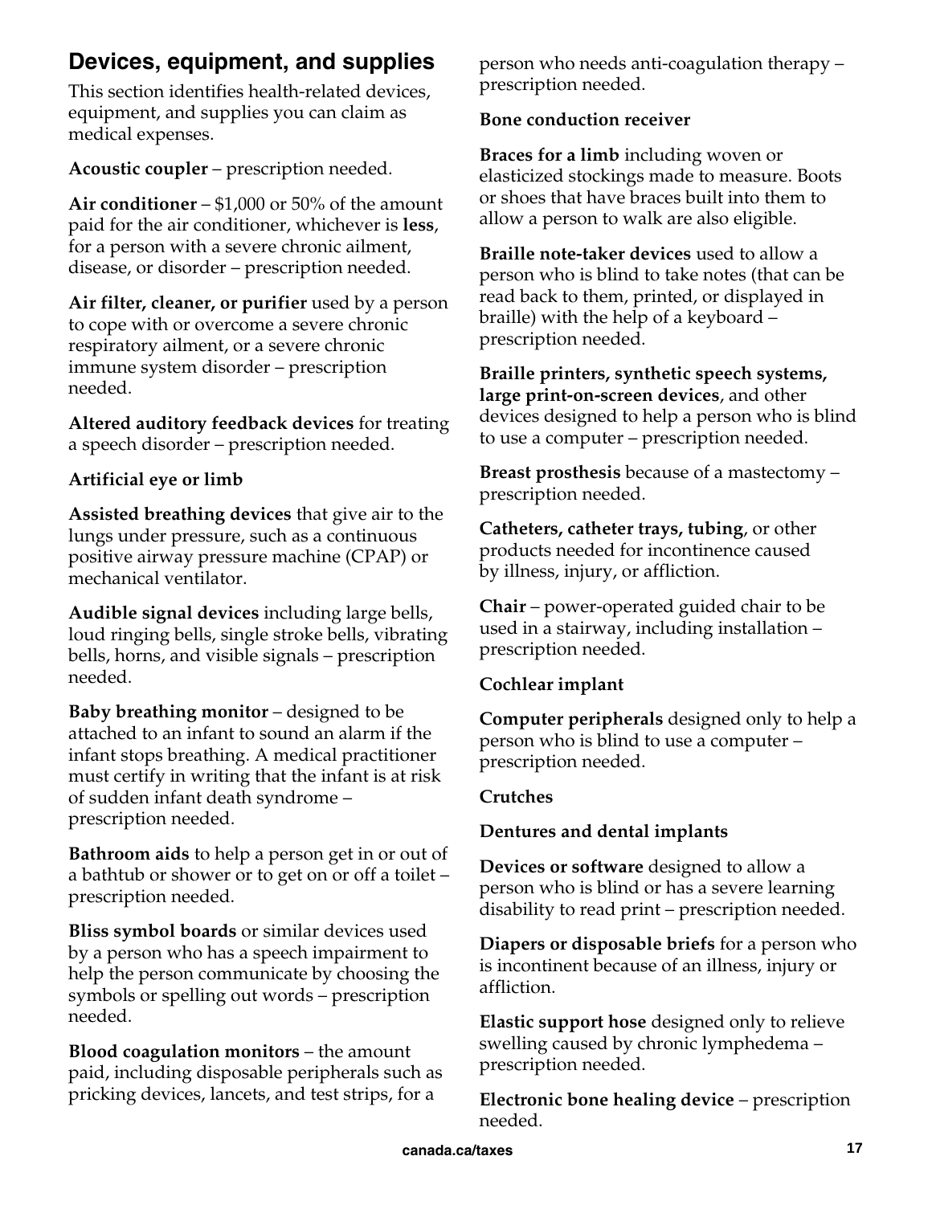## Devices, equipment, and supplies

This section identifies health-related devices, equipment, and supplies you can claim as medical expenses.

**Acoustic coupler** – prescription needed.

**Air conditioner** – $1,000 or 50% of the amount paid for the air conditioner, whichever is **less**, for a person with a severe chronic ailment, disease, or disorder – prescription needed.

**Air filter, cleaner, or purifier** used by a person to cope with or overcome a severe chronic respiratory ailment, or a severe chronic immune system disorder – prescription needed.

**Altered auditory feedback devices** for treating a speech disorder – prescription needed.

**Artificial eye or limb**

**Assisted breathing devices** that give air to the lungs under pressure, such as a continuous positive airway pressure machine (CPAP) or mechanical ventilator.

**Audible signal devices** including large bells, loud ringing bells, single stroke bells, vibrating bells, horns, and visible signals – prescription needed.

**Baby breathing monitor** – designed to be attached to an infant to sound an alarm if the infant stops breathing. A medical practitioner must certify in writing that the infant is at risk of sudden infant death syndrome – prescription needed.

**Bathroom aids** to help a person get in or out of a bathtub or shower or to get on or off a toilet – prescription needed.

**Bliss symbol boards** or similar devices used by a person who has a speech impairment to help the person communicate by choosing the symbols or spelling out words – prescription needed.

**Blood coagulation monitors** – the amount paid, including disposable peripherals such as pricking devices, lancets, and test strips, for a person who needs anti-coagulation therapy – prescription needed.

**Bone conduction receiver**

**Braces for a limb** including woven or elasticized stockings made to measure. Boots or shoes that have braces built into them to allow a person to walk are also eligible.

**Braille note-taker devices** used to allow a person who is blind to take notes (that can be read back to them, printed, or displayed in braille) with the help of a keyboard – prescription needed.

**Braille printers, synthetic speech systems, large print-on-screen devices**, and other devices designed to help a person who is blind to use a computer – prescription needed.

**Breast prosthesis** because of a mastectomy – prescription needed.

**Catheters, catheter trays, tubing**, or other products needed for incontinence caused by illness, injury, or affliction.

**Chair** – power-operated guided chair to be used in a stairway, including installation – prescription needed.

**Cochlear implant**

**Computer peripherals** designed only to help a person who is blind to use a computer – prescription needed.

**Crutches**

**Dentures and dental implants**

**Devices or software** designed to allow a person who is blind or has a severe learning disability to read print – prescription needed.

**Diapers or disposable briefs** for a person who is incontinent because of an illness, injury or affliction.

**Elastic support hose** designed only to relieve swelling caused by chronic lymphedema – prescription needed.

**Electronic bone healing device** – prescription needed.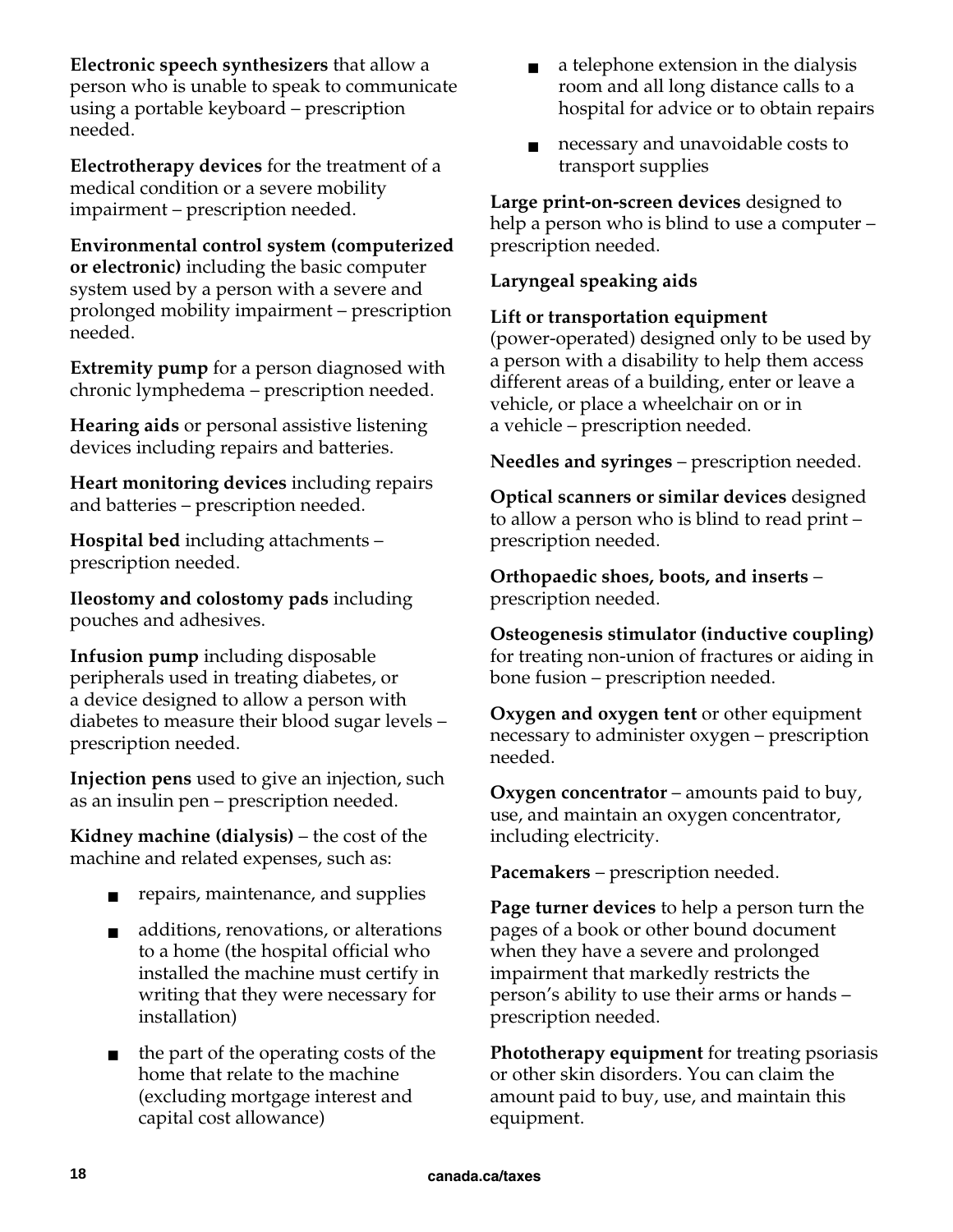**Electronic speech synthesizers** that allow a person who is unable to speak to communicate using a portable keyboard – prescription needed.

**Electrotherapy devices** for the treatment of a medical condition or a severe mobility impairment – prescription needed.

**Environmental control system (computerized or electronic)** including the basic computer system used by a person with a severe and prolonged mobility impairment – prescription needed.

**Extremity pump** for a person diagnosed with chronic lymphedema – prescription needed.

**Hearing aids** or personal assistive listening devices including repairs and batteries.

**Heart monitoring devices** including repairs and batteries – prescription needed.

**Hospital bed** including attachments – prescription needed.

**Ileostomy and colostomy pads** including pouches and adhesives.

**Infusion pump** including disposable peripherals used in treating diabetes, or a device designed to allow a person with diabetes to measure their blood sugar levels – prescription needed.

**Injection pens** used to give an injection, such as an insulin pen – prescription needed.

**Kidney machine (dialysis)** – the cost of the machine and related expenses, such as:

- repairs, maintenance, and supplies
- additions, renovations, or alterations to a home (the hospital official who installed the machine must certify in writing that they were necessary for installation)
- the part of the operating costs of the home that relate to the machine (excluding mortgage interest and capital cost allowance)
- a telephone extension in the dialysis room and all long distance calls to a hospital for advice or to obtain repairs
- necessary and unavoidable costs to transport supplies

**Large print-on-screen devices** designed to help a person who is blind to use a computer – prescription needed.

**Laryngeal speaking aids**

**Lift or transportation equipment** (power-operated) designed only to be used by a person with a disability to help them access different areas of a building, enter or leave a vehicle, or place a wheelchair on or in a vehicle – prescription needed.

**Needles and syringes** – prescription needed.

**Optical scanners or similar devices** designed to allow a person who is blind to read print – prescription needed.

**Orthopaedic shoes, boots, and inserts** – prescription needed.

**Osteogenesis stimulator (inductive coupling)** for treating non-union of fractures or aiding in bone fusion – prescription needed.

**Oxygen and oxygen tent** or other equipment necessary to administer oxygen – prescription needed.

**Oxygen concentrator** – amounts paid to buy, use, and maintain an oxygen concentrator, including electricity.

**Pacemakers** – prescription needed.

**Page turner devices** to help a person turn the pages of a book or other bound document when they have a severe and prolonged impairment that markedly restricts the person's ability to use their arms or hands – prescription needed.

**Phototherapy equipment** for treating psoriasis or other skin disorders. You can claim the amount paid to buy, use, and maintain this equipment.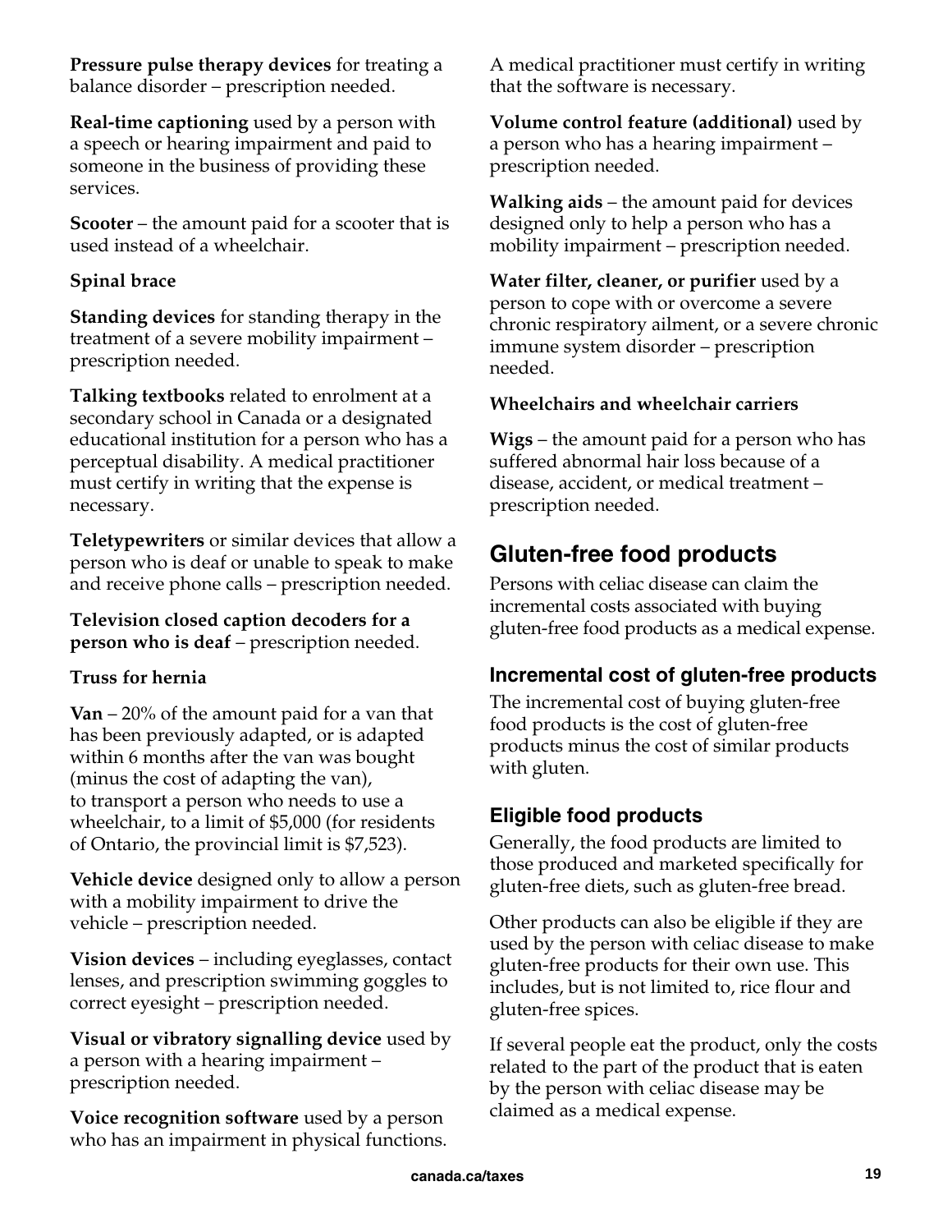**Pressure pulse therapy devices** for treating a balance disorder – prescription needed.

**Real-time captioning** used by a person with a speech or hearing impairment and paid to someone in the business of providing these services.

**Scooter** – the amount paid for a scooter that is used instead of a wheelchair.

**Spinal brace**

**Standing devices** for standing therapy in the treatment of a severe mobility impairment – prescription needed.

**Talking textbooks** related to enrolment at a secondary school in Canada or a designated educational institution for a person who has a perceptual disability. A medical practitioner must certify in writing that the expense is necessary.

**Teletypewriters** or similar devices that allow a person who is deaf or unable to speak to make and receive phone calls – prescription needed.

**Television closed caption decoders for a person who is deaf** – prescription needed.

**Truss for hernia**

**Van** – 20% of the amount paid for a van that has been previously adapted, or is adapted within 6 months after the van was bought (minus the cost of adapting the van), to transport a person who needs to use a wheelchair, to a limit of $5,000 (for residents of Ontario, the provincial limit is $7,523).

**Vehicle device** designed only to allow a person with a mobility impairment to drive the vehicle – prescription needed.

**Vision devices** – including eyeglasses, contact lenses, and prescription swimming goggles to correct eyesight – prescription needed.

**Visual or vibratory signalling device** used by a person with a hearing impairment – prescription needed.

**Voice recognition software** used by a person who has an impairment in physical functions. A medical practitioner must certify in writing that the software is necessary.

**Volume control feature (additional)** used by a person who has a hearing impairment – prescription needed.

**Walking aids** – the amount paid for devices designed only to help a person who has a mobility impairment – prescription needed.

**Water filter, cleaner, or purifier** used by a person to cope with or overcome a severe chronic respiratory ailment, or a severe chronic immune system disorder – prescription needed.

**Wheelchairs and wheelchair carriers**

**Wigs** – the amount paid for a person who has suffered abnormal hair loss because of a disease, accident, or medical treatment – prescription needed.

## Gluten-free food products

Persons with celiac disease can claim the incremental costs associated with buying gluten-free food products as a medical expense.

### Incremental cost of gluten-free products

The incremental cost of buying gluten-free food products is the cost of gluten-free products minus the cost of similar products with gluten.

### Eligible food products

Generally, the food products are limited to those produced and marketed specifically for gluten-free diets, such as gluten-free bread.

Other products can also be eligible if they are used by the person with celiac disease to make gluten-free products for their own use. This includes, but is not limited to, rice flour and gluten-free spices.

If several people eat the product, only the costs related to the part of the product that is eaten by the person with celiac disease may be claimed as a medical expense.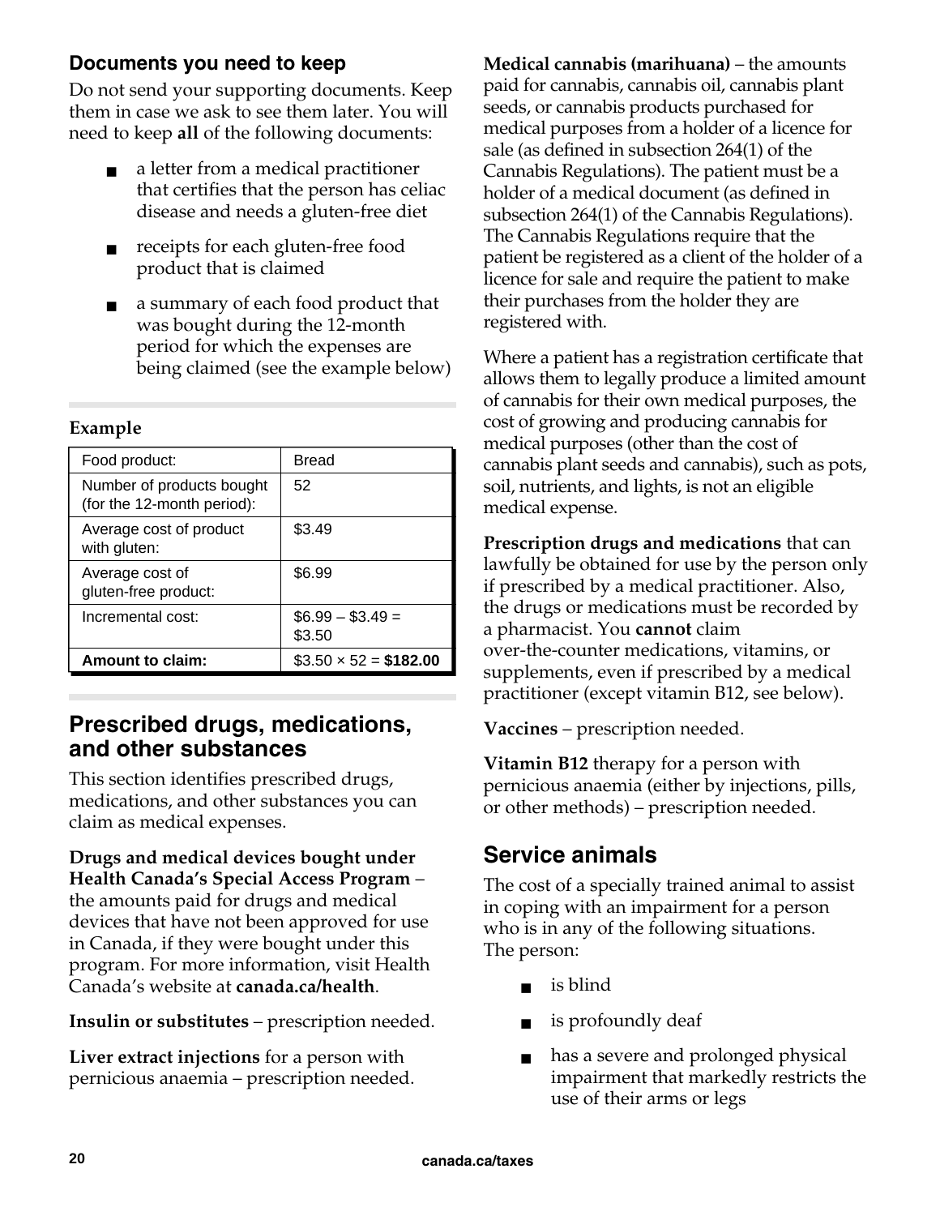### Documents you need to keep

Do not send your supporting documents. Keep them in case we ask to see them later. You will need to keep **all** of the following documents:

- a letter from a medical practitioner that certifies that the person has celiac disease and needs a gluten-free diet
- receipts for each gluten-free food product that is claimed
- a summary of each food product that was bought during the 12-month period for which the expenses are being claimed (see the example below)

**Example**

| Food product: | Bread |
|---|---|
| Number of products bought (for the 12-month period): | 52 |
| Average cost of product with gluten: | $3.49 |
| Average cost of gluten-free product: | $6.99 |
| Incremental cost: | $6.99 – $3.49 = $3.50 |
| **Amount to claim:** | $3.50 × 52 = **$182.00** |

## Prescribed drugs, medications, and other substances

This section identifies prescribed drugs, medications, and other substances you can claim as medical expenses.

**Drugs and medical devices bought under Health Canada's Special Access Program** – the amounts paid for drugs and medical devices that have not been approved for use in Canada, if they were bought under this program. For more information, visit Health Canada's website at **canada.ca/health**.

**Insulin or substitutes** – prescription needed.

**Liver extract injections** for a person with pernicious anaemia – prescription needed.

**Medical cannabis (marihuana)** – the amounts paid for cannabis, cannabis oil, cannabis plant seeds, or cannabis products purchased for medical purposes from a holder of a licence for sale (as defined in subsection 264(1) of the Cannabis Regulations). The patient must be a holder of a medical document (as defined in subsection 264(1) of the Cannabis Regulations). The Cannabis Regulations require that the patient be registered as a client of the holder of a licence for sale and require the patient to make their purchases from the holder they are registered with.

Where a patient has a registration certificate that allows them to legally produce a limited amount of cannabis for their own medical purposes, the cost of growing and producing cannabis for medical purposes (other than the cost of cannabis plant seeds and cannabis), such as pots, soil, nutrients, and lights, is not an eligible medical expense.

**Prescription drugs and medications** that can lawfully be obtained for use by the person only if prescribed by a medical practitioner. Also, the drugs or medications must be recorded by a pharmacist. You **cannot** claim over-the-counter medications, vitamins, or supplements, even if prescribed by a medical practitioner (except vitamin B12, see below).

**Vaccines** – prescription needed.

**Vitamin B12** therapy for a person with pernicious anaemia (either by injections, pills, or other methods) – prescription needed.

## Service animals

The cost of a specially trained animal to assist in coping with an impairment for a person who is in any of the following situations. The person:

- is blind
- is profoundly deaf
- has a severe and prolonged physical impairment that markedly restricts the use of their arms or legs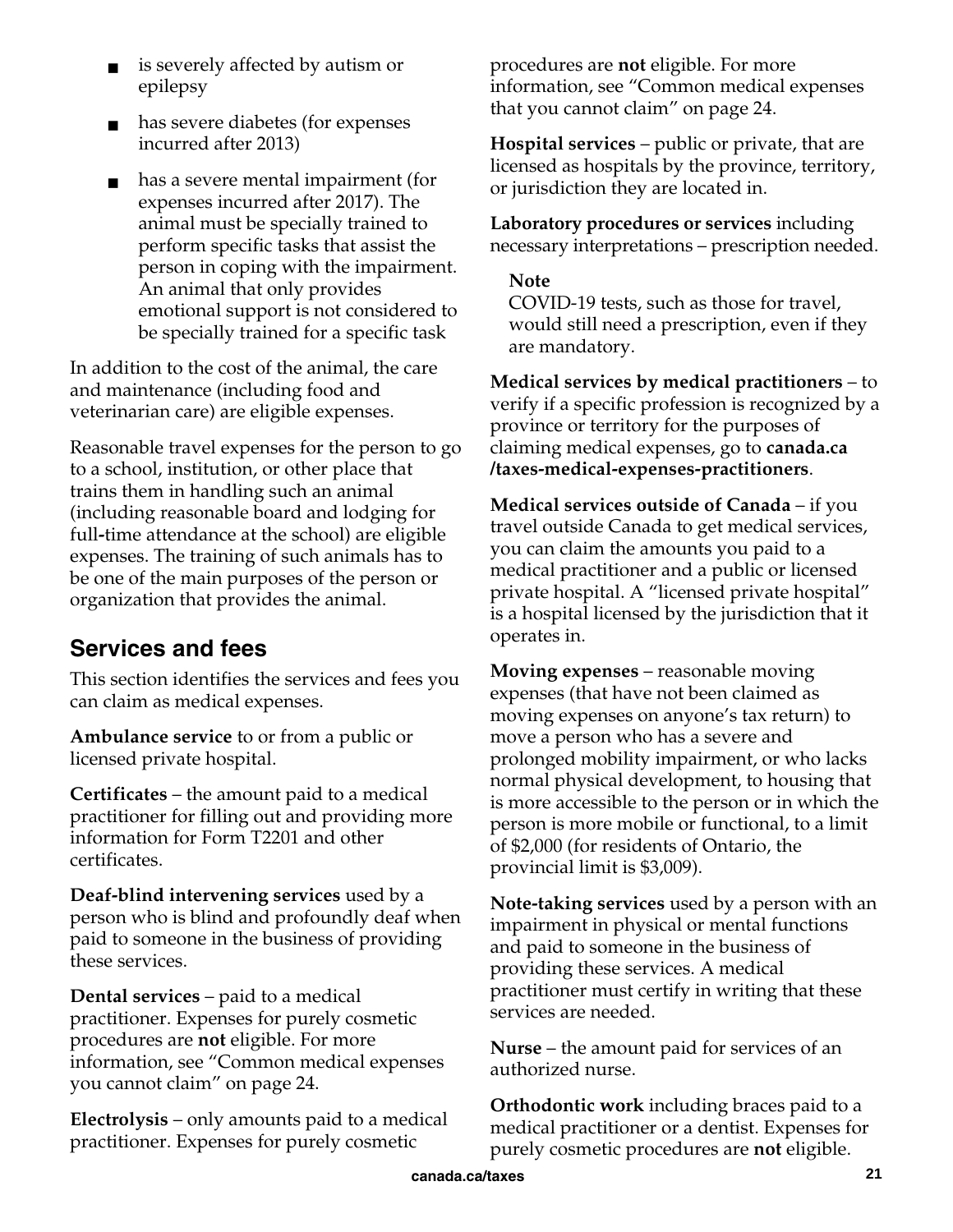- is severely affected by autism or epilepsy
- has severe diabetes (for expenses incurred after 2013)
- has a severe mental impairment (for expenses incurred after 2017). The animal must be specially trained to perform specific tasks that assist the person in coping with the impairment. An animal that only provides emotional support is not considered to be specially trained for a specific task

In addition to the cost of the animal, the care and maintenance (including food and veterinarian care) are eligible expenses.

Reasonable travel expenses for the person to go to a school, institution, or other place that trains them in handling such an animal (including reasonable board and lodging for full-time attendance at the school) are eligible expenses. The training of such animals has to be one of the main purposes of the person or organization that provides the animal.

## Services and fees

This section identifies the services and fees you can claim as medical expenses.

**Ambulance service** to or from a public or licensed private hospital.

**Certificates** – the amount paid to a medical practitioner for filling out and providing more information for Form T2201 and other certificates.

**Deaf-blind intervening services** used by a person who is blind and profoundly deaf when paid to someone in the business of providing these services.

**Dental services** – paid to a medical practitioner. Expenses for purely cosmetic procedures are **not** eligible. For more information, see "Common medical expenses you cannot claim" on page 24.

**Electrolysis** – only amounts paid to a medical practitioner. Expenses for purely cosmetic procedures are **not** eligible. For more information, see "Common medical expenses that you cannot claim" on page 24.

**Hospital services** – public or private, that are licensed as hospitals by the province, territory, or jurisdiction they are located in.

**Laboratory procedures or services** including necessary interpretations – prescription needed.

> **Note**
> COVID-19 tests, such as those for travel, would still need a prescription, even if they are mandatory.

**Medical services by medical practitioners** – to verify if a specific profession is recognized by a province or territory for the purposes of claiming medical expenses, go to **canada.ca/taxes-medical-expenses-practitioners**.

**Medical services outside of Canada** – if you travel outside Canada to get medical services, you can claim the amounts you paid to a medical practitioner and a public or licensed private hospital. A "licensed private hospital" is a hospital licensed by the jurisdiction that it operates in.

**Moving expenses** – reasonable moving expenses (that have not been claimed as moving expenses on anyone's tax return) to move a person who has a severe and prolonged mobility impairment, or who lacks normal physical development, to housing that is more accessible to the person or in which the person is more mobile or functional, to a limit of $2,000 (for residents of Ontario, the provincial limit is $3,009).

**Note-taking services** used by a person with an impairment in physical or mental functions and paid to someone in the business of providing these services. A medical practitioner must certify in writing that these services are needed.

**Nurse** – the amount paid for services of an authorized nurse.

**Orthodontic work** including braces paid to a medical practitioner or a dentist. Expenses for purely cosmetic procedures are **not** eligible.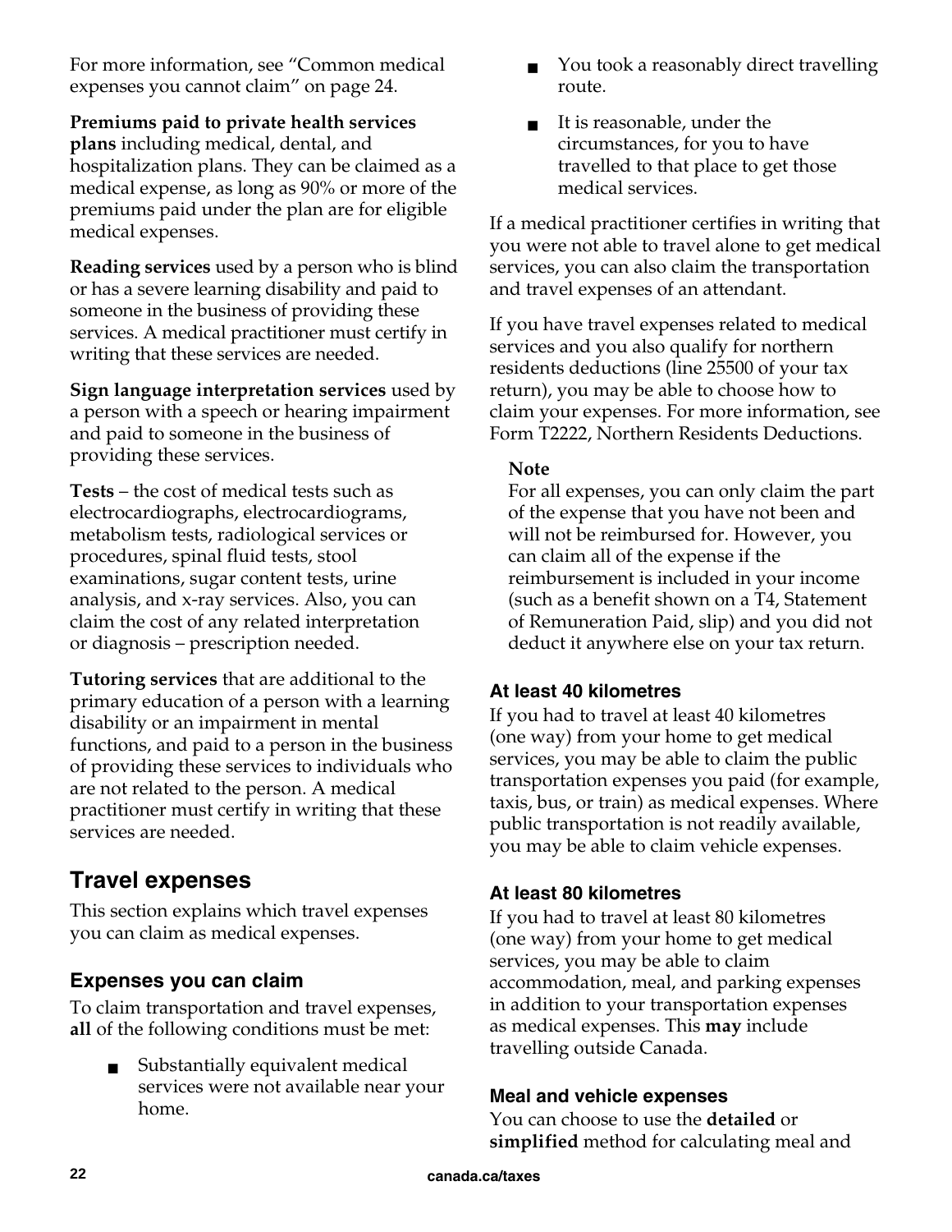For more information, see "Common medical expenses you cannot claim" on page 24.

**Premiums paid to private health services plans** including medical, dental, and hospitalization plans. They can be claimed as a medical expense, as long as 90% or more of the premiums paid under the plan are for eligible medical expenses.

**Reading services** used by a person who is blind or has a severe learning disability and paid to someone in the business of providing these services. A medical practitioner must certify in writing that these services are needed.

**Sign language interpretation services** used by a person with a speech or hearing impairment and paid to someone in the business of providing these services.

**Tests** – the cost of medical tests such as electrocardiographs, electrocardiograms, metabolism tests, radiological services or procedures, spinal fluid tests, stool examinations, sugar content tests, urine analysis, and x-ray services. Also, you can claim the cost of any related interpretation or diagnosis – prescription needed.

**Tutoring services** that are additional to the primary education of a person with a learning disability or an impairment in mental functions, and paid to a person in the business of providing these services to individuals who are not related to the person. A medical practitioner must certify in writing that these services are needed.

## Travel expenses

This section explains which travel expenses you can claim as medical expenses.

### Expenses you can claim

To claim transportation and travel expenses, **all** of the following conditions must be met:

- Substantially equivalent medical services were not available near your home.
- You took a reasonably direct travelling route.
- It is reasonable, under the circumstances, for you to have travelled to that place to get those medical services.

If a medical practitioner certifies in writing that you were not able to travel alone to get medical services, you can also claim the transportation and travel expenses of an attendant.

If you have travel expenses related to medical services and you also qualify for northern residents deductions (line 25500 of your tax return), you may be able to choose how to claim your expenses. For more information, see Form T2222, Northern Residents Deductions.

> **Note**
> For all expenses, you can only claim the part of the expense that you have not been and will not be reimbursed for. However, you can claim all of the expense if the reimbursement is included in your income (such as a benefit shown on a T4, Statement of Remuneration Paid, slip) and you did not deduct it anywhere else on your tax return.

#### At least 40 kilometres

If you had to travel at least 40 kilometres (one way) from your home to get medical services, you may be able to claim the public transportation expenses you paid (for example, taxis, bus, or train) as medical expenses. Where public transportation is not readily available, you may be able to claim vehicle expenses.

#### At least 80 kilometres

If you had to travel at least 80 kilometres (one way) from your home to get medical services, you may be able to claim accommodation, meal, and parking expenses in addition to your transportation expenses as medical expenses. This **may** include travelling outside Canada.

#### Meal and vehicle expenses

You can choose to use the **detailed** or **simplified** method for calculating meal and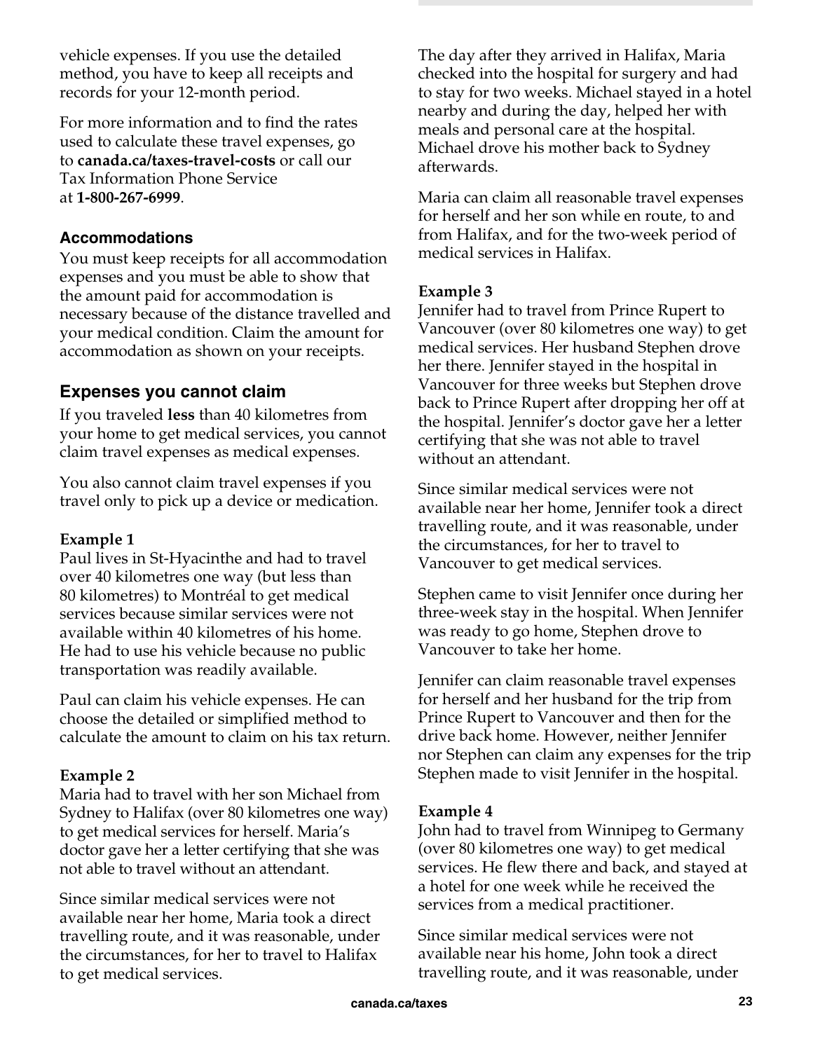vehicle expenses. If you use the detailed method, you have to keep all receipts and records for your 12-month period.

For more information and to find the rates used to calculate these travel expenses, go to **canada.ca/taxes-travel-costs** or call our Tax Information Phone Service at **1-800-267-6999**.

### Accommodations

You must keep receipts for all accommodation expenses and you must be able to show that the amount paid for accommodation is necessary because of the distance travelled and your medical condition. Claim the amount for accommodation as shown on your receipts.

## Expenses you cannot claim

If you traveled **less** than 40 kilometres from your home to get medical services, you cannot claim travel expenses as medical expenses.

You also cannot claim travel expenses if you travel only to pick up a device or medication.

**Example 1**
Paul lives in St-Hyacinthe and had to travel over 40 kilometres one way (but less than 80 kilometres) to Montréal to get medical services because similar services were not available within 40 kilometres of his home. He had to use his vehicle because no public transportation was readily available.

Paul can claim his vehicle expenses. He can choose the detailed or simplified method to calculate the amount to claim on his tax return.

**Example 2**
Maria had to travel with her son Michael from Sydney to Halifax (over 80 kilometres one way) to get medical services for herself. Maria's doctor gave her a letter certifying that she was not able to travel without an attendant.

Since similar medical services were not available near her home, Maria took a direct travelling route, and it was reasonable, under the circumstances, for her to travel to Halifax to get medical services.

The day after they arrived in Halifax, Maria checked into the hospital for surgery and had to stay for two weeks. Michael stayed in a hotel nearby and during the day, helped her with meals and personal care at the hospital. Michael drove his mother back to Sydney afterwards.

Maria can claim all reasonable travel expenses for herself and her son while en route, to and from Halifax, and for the two-week period of medical services in Halifax.

**Example 3**
Jennifer had to travel from Prince Rupert to Vancouver (over 80 kilometres one way) to get medical services. Her husband Stephen drove her there. Jennifer stayed in the hospital in Vancouver for three weeks but Stephen drove back to Prince Rupert after dropping her off at the hospital. Jennifer's doctor gave her a letter certifying that she was not able to travel without an attendant.

Since similar medical services were not available near her home, Jennifer took a direct travelling route, and it was reasonable, under the circumstances, for her to travel to Vancouver to get medical services.

Stephen came to visit Jennifer once during her three-week stay in the hospital. When Jennifer was ready to go home, Stephen drove to Vancouver to take her home.

Jennifer can claim reasonable travel expenses for herself and her husband for the trip from Prince Rupert to Vancouver and then for the drive back home. However, neither Jennifer nor Stephen can claim any expenses for the trip Stephen made to visit Jennifer in the hospital.

**Example 4**
John had to travel from Winnipeg to Germany (over 80 kilometres one way) to get medical services. He flew there and back, and stayed at a hotel for one week while he received the services from a medical practitioner.

Since similar medical services were not available near his home, John took a direct travelling route, and it was reasonable, under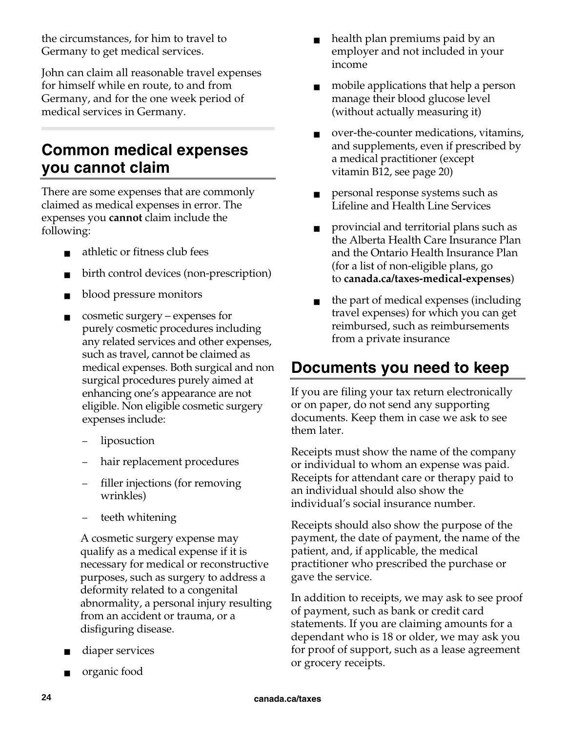the circumstances, for him to travel to Germany to get medical services.

John can claim all reasonable travel expenses for himself while en route, to and from Germany, and for the one week period of medical services in Germany.

## Common medical expenses you cannot claim

There are some expenses that are commonly claimed as medical expenses in error. The expenses you **cannot** claim include the following:

- athletic or fitness club fees
- birth control devices (non-prescription)
- blood pressure monitors
- cosmetic surgery – expenses for purely cosmetic procedures including any related services and other expenses, such as travel, cannot be claimed as medical expenses. Both surgical and non surgical procedures purely aimed at enhancing one's appearance are not eligible. Non eligible cosmetic surgery expenses include:
  - liposuction
  - hair replacement procedures
  - filler injections (for removing wrinkles)
  - teeth whitening

  A cosmetic surgery expense may qualify as a medical expense if it is necessary for medical or reconstructive purposes, such as surgery to address a deformity related to a congenital abnormality, a personal injury resulting from an accident or trauma, or a disfiguring disease.
- diaper services
- organic food
- health plan premiums paid by an employer and not included in your income
- mobile applications that help a person manage their blood glucose level (without actually measuring it)
- over-the-counter medications, vitamins, and supplements, even if prescribed by a medical practitioner (except vitamin B12, see page 20)
- personal response systems such as Lifeline and Health Line Services
- provincial and territorial plans such as the Alberta Health Care Insurance Plan and the Ontario Health Insurance Plan (for a list of non-eligible plans, go to **canada.ca/taxes-medical-expenses**)
- the part of medical expenses (including travel expenses) for which you can get reimbursed, such as reimbursements from a private insurance

## Documents you need to keep

If you are filing your tax return electronically or on paper, do not send any supporting documents. Keep them in case we ask to see them later.

Receipts must show the name of the company or individual to whom an expense was paid. Receipts for attendant care or therapy paid to an individual should also show the individual's social insurance number.

Receipts should also show the purpose of the payment, the date of payment, the name of the patient, and, if applicable, the medical practitioner who prescribed the purchase or gave the service.

In addition to receipts, we may ask to see proof of payment, such as bank or credit card statements. If you are claiming amounts for a dependant who is 18 or older, we may ask you for proof of support, such as a lease agreement or grocery receipts.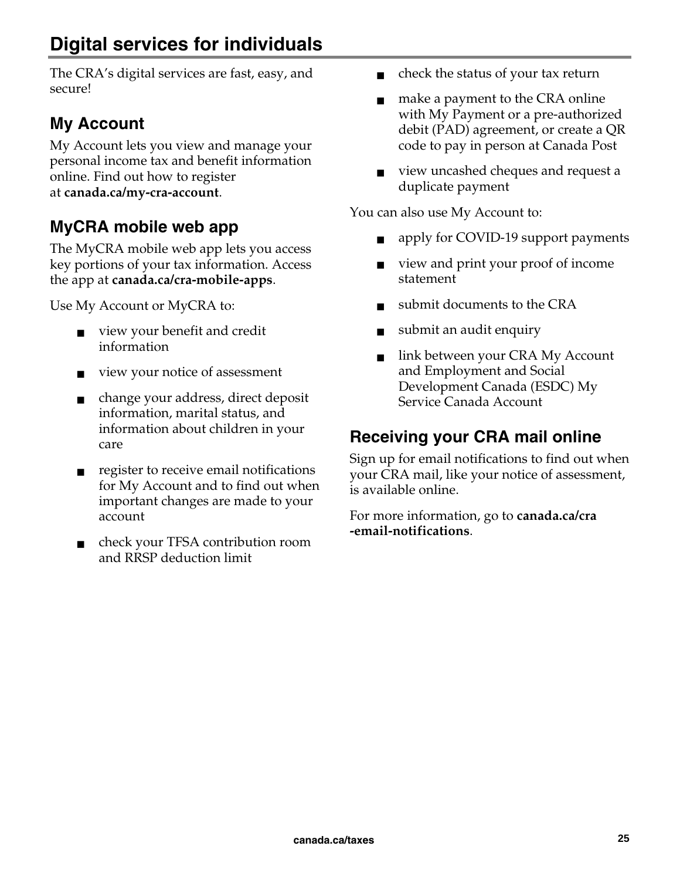# Digital services for individuals

The CRA's digital services are fast, easy, and secure!

## My Account

My Account lets you view and manage your personal income tax and benefit information online. Find out how to register at **canada.ca/my-cra-account**.

## MyCRA mobile web app

The MyCRA mobile web app lets you access key portions of your tax information. Access the app at **canada.ca/cra-mobile-apps**.

Use My Account or MyCRA to:

- view your benefit and credit information
- view your notice of assessment
- change your address, direct deposit information, marital status, and information about children in your care
- register to receive email notifications for My Account and to find out when important changes are made to your account
- check your TFSA contribution room and RRSP deduction limit
- check the status of your tax return
- make a payment to the CRA online with My Payment or a pre-authorized debit (PAD) agreement, or create a QR code to pay in person at Canada Post
- view uncashed cheques and request a duplicate payment

You can also use My Account to:

- apply for COVID-19 support payments
- view and print your proof of income statement
- submit documents to the CRA
- submit an audit enquiry
- link between your CRA My Account and Employment and Social Development Canada (ESDC) My Service Canada Account

## Receiving your CRA mail online

Sign up for email notifications to find out when your CRA mail, like your notice of assessment, is available online.

For more information, go to **canada.ca/cra-email-notifications**.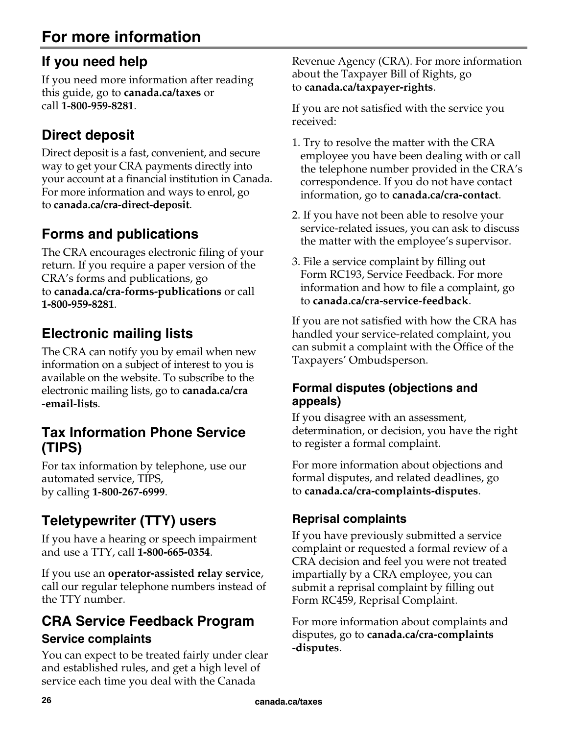# For more information

## If you need help

If you need more information after reading this guide, go to **canada.ca/taxes** or call **1-800-959-8281**.

## Direct deposit

Direct deposit is a fast, convenient, and secure way to get your CRA payments directly into your account at a financial institution in Canada. For more information and ways to enrol, go to **canada.ca/cra-direct-deposit**.

## Forms and publications

The CRA encourages electronic filing of your return. If you require a paper version of the CRA's forms and publications, go to **canada.ca/cra-forms-publications** or call **1-800-959-8281**.

## Electronic mailing lists

The CRA can notify you by email when new information on a subject of interest to you is available on the website. To subscribe to the electronic mailing lists, go to **canada.ca/cra-email-lists**.

## Tax Information Phone Service (TIPS)

For tax information by telephone, use our automated service, TIPS, by calling **1-800-267-6999**.

## Teletypewriter (TTY) users

If you have a hearing or speech impairment and use a TTY, call **1-800-665-0354**.

If you use an **operator-assisted relay service**, call our regular telephone numbers instead of the TTY number.

## CRA Service Feedback Program

### Service complaints

You can expect to be treated fairly under clear and established rules, and get a high level of service each time you deal with the Canada Revenue Agency (CRA). For more information about the Taxpayer Bill of Rights, go to **canada.ca/taxpayer-rights**.

If you are not satisfied with the service you received:

1. Try to resolve the matter with the CRA employee you have been dealing with or call the telephone number provided in the CRA's correspondence. If you do not have contact information, go to **canada.ca/cra-contact**.
2. If you have not been able to resolve your service-related issues, you can ask to discuss the matter with the employee's supervisor.
3. File a service complaint by filling out Form RC193, Service Feedback. For more information and how to file a complaint, go to **canada.ca/cra-service-feedback**.

If you are not satisfied with how the CRA has handled your service-related complaint, you can submit a complaint with the Office of the Taxpayers' Ombudsperson.

### Formal disputes (objections and appeals)

If you disagree with an assessment, determination, or decision, you have the right to register a formal complaint.

For more information about objections and formal disputes, and related deadlines, go to **canada.ca/cra-complaints-disputes**.

### Reprisal complaints

If you have previously submitted a service complaint or requested a formal review of a CRA decision and feel you were not treated impartially by a CRA employee, you can submit a reprisal complaint by filling out Form RC459, Reprisal Complaint.

For more information about complaints and disputes, go to **canada.ca/cra-complaints-disputes**.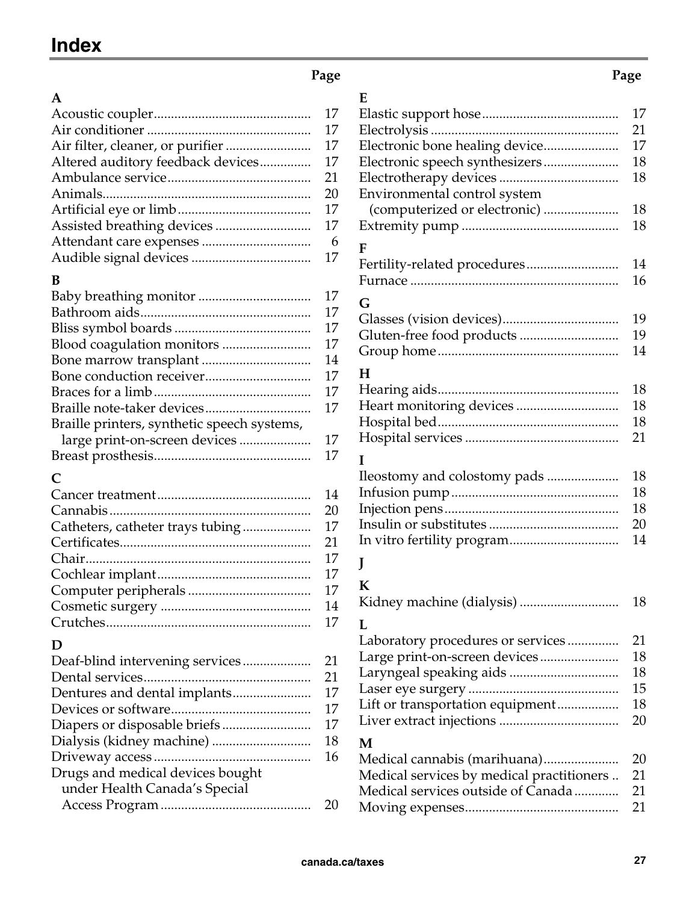# Index

| | Page |
|---|---|
| **A** | |
| Acoustic coupler | 17 |
| Air conditioner | 17 |
| Air filter, cleaner, or purifier | 17 |
| Altered auditory feedback devices | 17 |
| Ambulance service | 21 |
| Animals | 20 |
| Artificial eye or limb | 17 |
| Assisted breathing devices | 17 |
| Attendant care expenses | 6 |
| Audible signal devices | 17 |
| **B** | |
| Baby breathing monitor | 17 |
| Bathroom aids | 17 |
| Bliss symbol boards | 17 |
| Blood coagulation monitors | 17 |
| Bone marrow transplant | 14 |
| Bone conduction receiver | 17 |
| Braces for a limb | 17 |
| Braille note-taker devices | 17 |
| Braille printers, synthetic speech systems, large print-on-screen devices | 17 |
| Breast prosthesis | 17 |
| **C** | |
| Cancer treatment | 14 |
| Cannabis | 20 |
| Catheters, catheter trays tubing | 17 |
| Certificates | 21 |
| Chair | 17 |
| Cochlear implant | 17 |
| Computer peripherals | 17 |
| Cosmetic surgery | 14 |
| Crutches | 17 |
| **D** | |
| Deaf-blind intervening services | 21 |
| Dental services | 21 |
| Dentures and dental implants | 17 |
| Devices or software | 17 |
| Diapers or disposable briefs | 17 |
| Dialysis (kidney machine) | 18 |
| Driveway access | 16 |
| Drugs and medical devices bought under Health Canada's Special Access Program | 20 |
| **E** | |
| Elastic support hose | 17 |
| Electrolysis | 21 |
| Electronic bone healing device | 17 |
| Electronic speech synthesizers | 18 |
| Electrotherapy devices | 18 |
| Environmental control system (computerized or electronic) | 18 |
| Extremity pump | 18 |
| **F** | |
| Fertility-related procedures | 14 |
| Furnace | 16 |
| **G** | |
| Glasses (vision devices) | 19 |
| Gluten-free food products | 19 |
| Group home | 14 |
| **H** | |
| Hearing aids | 18 |
| Heart monitoring devices | 18 |
| Hospital bed | 18 |
| Hospital services | 21 |
| **I** | |
| Ileostomy and colostomy pads | 18 |
| Infusion pump | 18 |
| Injection pens | 18 |
| Insulin or substitutes | 20 |
| In vitro fertility program | 14 |
| **J** | |
| **K** | |
| Kidney machine (dialysis) | 18 |
| **L** | |
| Laboratory procedures or services | 21 |
| Large print-on-screen devices | 18 |
| Laryngeal speaking aids | 18 |
| Laser eye surgery | 15 |
| Lift or transportation equipment | 18 |
| Liver extract injections | 20 |
| **M** | |
| Medical cannabis (marihuana) | 20 |
| Medical services by medical practitioners | 21 |
| Medical services outside of Canada | 21 |
| Moving expenses | 21 |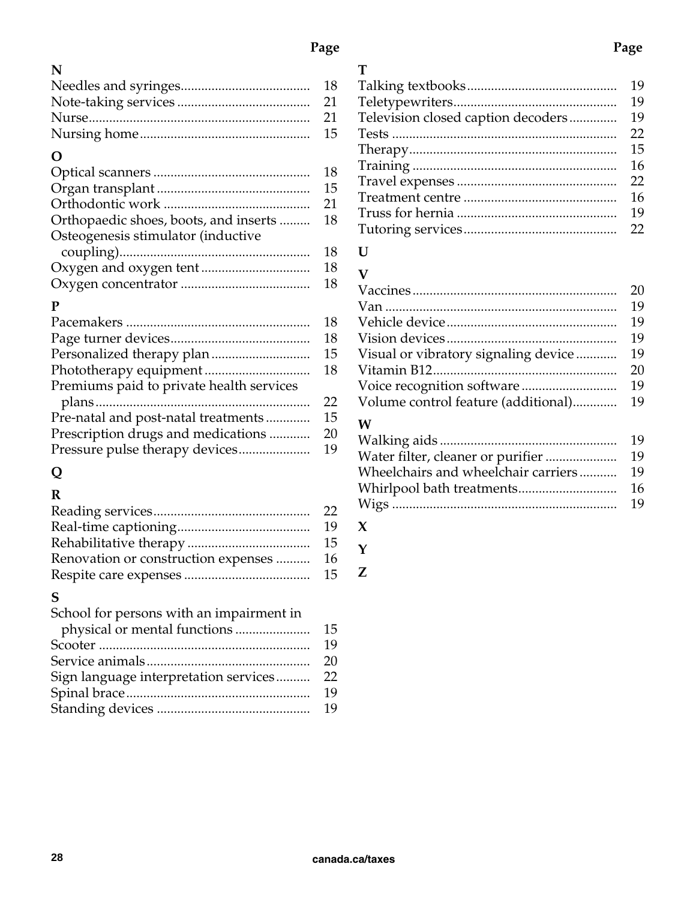## N

| | Page |
|---|---|
| Needles and syringes | 18 |
| Note-taking services | 21 |
| Nurse | 21 |
| Nursing home | 15 |

## O

| | Page |
|---|---|
| Optical scanners | 18 |
| Organ transplant | 15 |
| Orthodontic work | 21 |
| Orthopaedic shoes, boots, and inserts | 18 |
| Osteogenesis stimulator (inductive coupling) | 18 |
| Oxygen and oxygen tent | 18 |
| Oxygen concentrator | 18 |

## P

| | Page |
|---|---|
| Pacemakers | 18 |
| Page turner devices | 18 |
| Personalized therapy plan | 15 |
| Phototherapy equipment | 18 |
| Premiums paid to private health services plans | 22 |
| Pre-natal and post-natal treatments | 15 |
| Prescription drugs and medications | 20 |
| Pressure pulse therapy devices | 19 |

## Q

## R

| | Page |
|---|---|
| Reading services | 22 |
| Real-time captioning | 19 |
| Rehabilitative therapy | 15 |
| Renovation or construction expenses | 16 |
| Respite care expenses | 15 |

## S

| | Page |
|---|---|
| School for persons with an impairment in physical or mental functions | 15 |
| Scooter | 19 |
| Service animals | 20 |
| Sign language interpretation services | 22 |
| Spinal brace | 19 |
| Standing devices | 19 |

## T

| | Page |
|---|---|
| Talking textbooks | 19 |
| Teletypewriters | 19 |
| Television closed caption decoders | 19 |
| Tests | 22 |
| Therapy | 15 |
| Training | 16 |
| Travel expenses | 22 |
| Treatment centre | 16 |
| Truss for hernia | 19 |
| Tutoring services | 22 |

## U

## V

| | Page |
|---|---|
| Vaccines | 20 |
| Van | 19 |
| Vehicle device | 19 |
| Vision devices | 19 |
| Visual or vibratory signaling device | 19 |
| Vitamin B12 | 20 |
| Voice recognition software | 19 |
| Volume control feature (additional) | 19 |

## W

| | Page |
|---|---|
| Walking aids | 19 |
| Water filter, cleaner or purifier | 19 |
| Wheelchairs and wheelchair carriers | 19 |
| Whirlpool bath treatments | 16 |
| Wigs | 19 |

## X

## Y

## Z